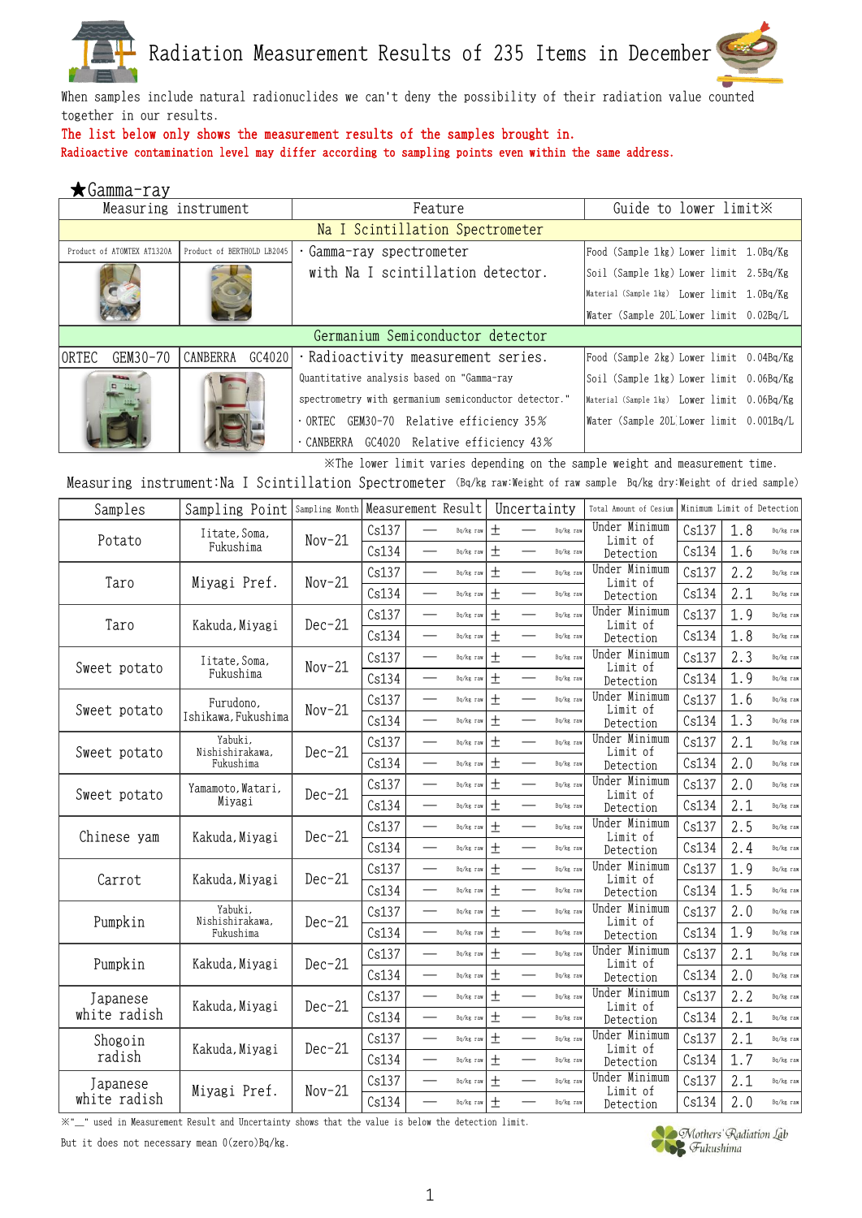# Radiation Measurement Results of 235 Items in December

When samples include natural radionuclides we can't deny the possibility of their radiation value counted together in our results.

The list below only shows the measurement results of the samples brought in.

Radioactive contamination level may differ according to sampling points even within the same address.

## ★Gamma-ray

| Measuring instrument | | Feature | Guide to lower limit※ |
|---|---|---|---|
| Na I Scintillation Spectrometer | | | |
| Product of ATOMTEX AT1320A | Product of BERTHOLD LB2045 | ・Gamma-ray spectrometer with Na I scintillation detector. | Food (Sample 1kg) Lower limit 1.0Bq/Kg<br>Soil (Sample 1kg) Lower limit 2.5Bq/Kg<br>Material (Sample 1kg) Lower limit 1.0Bq/Kg<br>Water (Sample 20L) Lower limit 0.02Bq/L |
| Germanium Semiconductor detector | | | |
| ORTEC GEM30-70 | CANBERRA GC4020 | ・Radioactivity measurement series.<br>Quantitative analysis based on "Gamma-ray spectrometry with germanium semiconductor detector."<br>・ORTEC GEM30-70 Relative efficiency 35%<br>・CANBERRA GC4020 Relative efficiency 43% | Food (Sample 2kg) Lower limit 0.04Bq/Kg<br>Soil (Sample 1kg) Lower limit 0.06Bq/Kg<br>Material (Sample 1kg) Lower limit 0.06Bq/Kg<br>Water (Sample 20L) Lower limit 0.001Bq/L |

※The lower limit varies depending on the sample weight and measurement time.

Measuring instrument:Na I Scintillation Spectrometer (Bq/kg raw:Weight of raw sample Bq/kg dry:Weight of dried sample)

| Samples | Sampling Point | Sampling Month | Measurement Result | | Uncertainty | Total Amount of Cesium | Minimum Limit of Detection | |
|---|---|---|---|---|---|---|---|---|
| Potato | Iitate, Soma, Fukushima | Nov-21 | Cs137 | — Bq/kg raw | ± — Bq/kg raw | Under Minimum Limit of Detection | Cs137 | 1.8 Bq/kg raw |
| | | | Cs134 | — Bq/kg raw | ± — Bq/kg raw | | Cs134 | 1.6 Bq/kg raw |
| Taro | Miyagi Pref. | Nov-21 | Cs137 | — Bq/kg raw | ± — Bq/kg raw | Under Minimum Limit of Detection | Cs137 | 2.2 Bq/kg raw |
| | | | Cs134 | — Bq/kg raw | ± — Bq/kg raw | | Cs134 | 2.1 Bq/kg raw |
| Taro | Kakuda, Miyagi | Dec-21 | Cs137 | — Bq/kg raw | ± — Bq/kg raw | Under Minimum Limit of Detection | Cs137 | 1.9 Bq/kg raw |
| | | | Cs134 | — Bq/kg raw | ± — Bq/kg raw | | Cs134 | 1.8 Bq/kg raw |
| Sweet potato | Iitate, Soma, Fukushima | Nov-21 | Cs137 | — Bq/kg raw | ± — Bq/kg raw | Under Minimum Limit of Detection | Cs137 | 2.3 Bq/kg raw |
| | | | Cs134 | — Bq/kg raw | ± — Bq/kg raw | | Cs134 | 1.9 Bq/kg raw |
| Sweet potato | Furudono, Ishikawa, Fukushima | Nov-21 | Cs137 | — Bq/kg raw | ± — Bq/kg raw | Under Minimum Limit of Detection | Cs137 | 1.6 Bq/kg raw |
| | | | Cs134 | — Bq/kg raw | ± — Bq/kg raw | | Cs134 | 1.3 Bq/kg raw |
| Sweet potato | Yabuki, Nishishirakawa, Fukushima | Dec-21 | Cs137 | — Bq/kg raw | ± — Bq/kg raw | Under Minimum Limit of Detection | Cs137 | 2.1 Bq/kg raw |
| | | | Cs134 | — Bq/kg raw | ± — Bq/kg raw | | Cs134 | 2.0 Bq/kg raw |
| Sweet potato | Yamamoto, Watari, Miyagi | Dec-21 | Cs137 | — Bq/kg raw | ± — Bq/kg raw | Under Minimum Limit of Detection | Cs137 | 2.0 Bq/kg raw |
| | | | Cs134 | — Bq/kg raw | ± — Bq/kg raw | | Cs134 | 2.1 Bq/kg raw |
| Chinese yam | Kakuda, Miyagi | Dec-21 | Cs137 | — Bq/kg raw | ± — Bq/kg raw | Under Minimum Limit of Detection | Cs137 | 2.5 Bq/kg raw |
| | | | Cs134 | — Bq/kg raw | ± — Bq/kg raw | | Cs134 | 2.4 Bq/kg raw |
| Carrot | Kakuda, Miyagi | Dec-21 | Cs137 | — Bq/kg raw | ± — Bq/kg raw | Under Minimum Limit of Detection | Cs137 | 1.9 Bq/kg raw |
| | | | Cs134 | — Bq/kg raw | ± — Bq/kg raw | | Cs134 | 1.5 Bq/kg raw |
| Pumpkin | Yabuki, Nishishirakawa, Fukushima | Dec-21 | Cs137 | — Bq/kg raw | ± — Bq/kg raw | Under Minimum Limit of Detection | Cs137 | 2.0 Bq/kg raw |
| | | | Cs134 | — Bq/kg raw | ± — Bq/kg raw | | Cs134 | 1.9 Bq/kg raw |
| Pumpkin | Kakuda, Miyagi | Dec-21 | Cs137 | — Bq/kg raw | ± — Bq/kg raw | Under Minimum Limit of Detection | Cs137 | 2.1 Bq/kg raw |
| | | | Cs134 | — Bq/kg raw | ± — Bq/kg raw | | Cs134 | 2.0 Bq/kg raw |
| Japanese white radish | Kakuda, Miyagi | Dec-21 | Cs137 | — Bq/kg raw | ± — Bq/kg raw | Under Minimum Limit of Detection | Cs137 | 2.2 Bq/kg raw |
| | | | Cs134 | — Bq/kg raw | ± — Bq/kg raw | | Cs134 | 2.1 Bq/kg raw |
| Shogoin radish | Kakuda, Miyagi | Dec-21 | Cs137 | — Bq/kg raw | ± — Bq/kg raw | Under Minimum Limit of Detection | Cs137 | 2.1 Bq/kg raw |
| | | | Cs134 | — Bq/kg raw | ± — Bq/kg raw | | Cs134 | 1.7 Bq/kg raw |
| Japanese white radish | Miyagi Pref. | Nov-21 | Cs137 | — Bq/kg raw | ± — Bq/kg raw | Under Minimum Limit of Detection | Cs137 | 2.1 Bq/kg raw |
| | | | Cs134 | — Bq/kg raw | ± — Bq/kg raw | | Cs134 | 2.0 Bq/kg raw |

※"__" used in Measurement Result and Uncertainty shows that the value is below the detection limit.

But it does not necessary mean 0(zero)Bq/kg.

Mothers' Radiation Lab Fukushima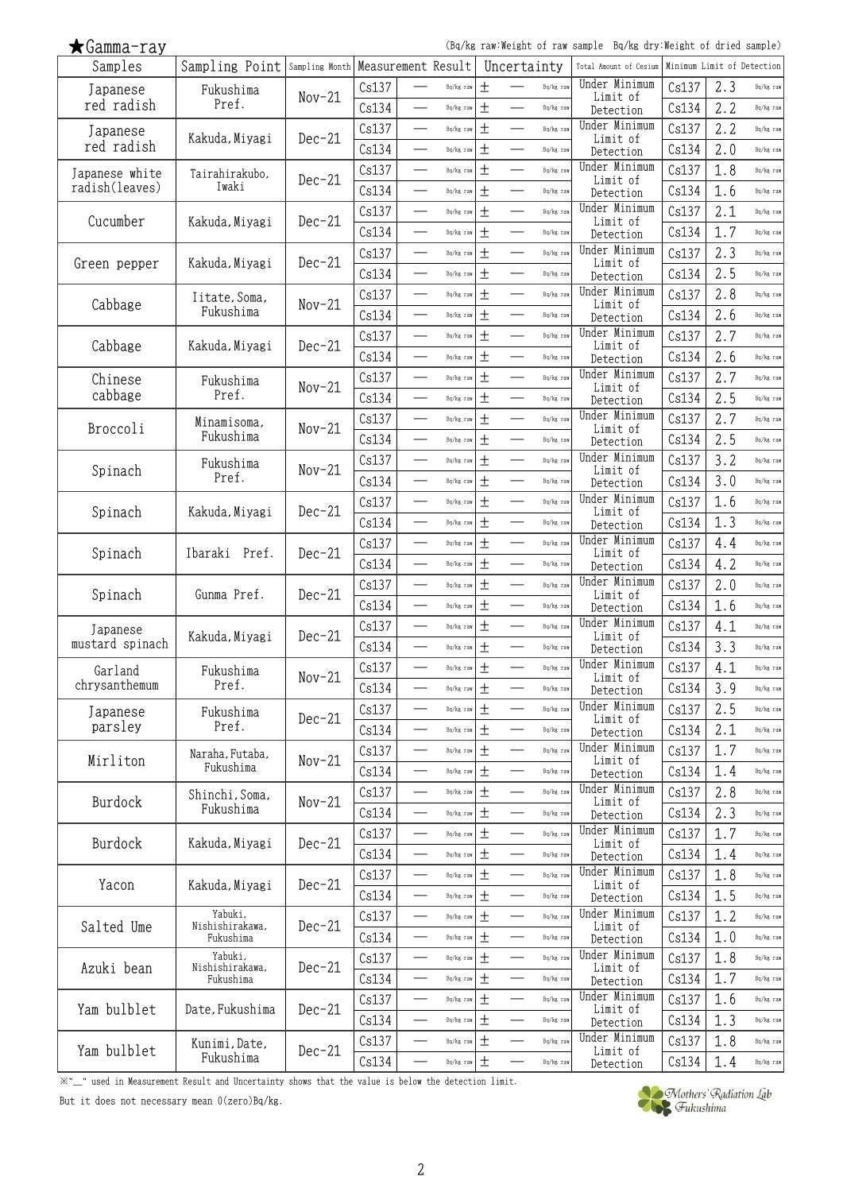★Gamma-ray

(Bq/kg raw:Weight of raw sample Bq/kg dry:Weight of dried sample)

| Samples | Sampling Point | Sampling Month | Measurement Result | | | Uncertainty | | | Total Amount of Cesium | Minimum Limit of Detection | | |
|---|---|---|---|---|---|---|---|---|---|---|---|---|
| Japanese red radish | Fukushima Pref. | Nov-21 | Cs137 | — | Bq/kg raw | ± | — | Bq/kg raw | Under Minimum Limit of Detection | Cs137 | 2.3 | Bq/kg raw |
| | | | Cs134 | — | Bq/kg raw | ± | — | Bq/kg raw | | Cs134 | 2.2 | Bq/kg raw |
| Japanese red radish | Kakuda,Miyagi | Dec-21 | Cs137 | — | Bq/kg raw | ± | — | Bq/kg raw | Under Minimum Limit of Detection | Cs137 | 2.2 | Bq/kg raw |
| | | | Cs134 | — | Bq/kg raw | ± | — | Bq/kg raw | | Cs134 | 2.0 | Bq/kg raw |
| Japanese white radish(leaves) | Tairahirakubo, Iwaki | Dec-21 | Cs137 | — | Bq/kg raw | ± | — | Bq/kg raw | Under Minimum Limit of Detection | Cs137 | 1.8 | Bq/kg raw |
| | | | Cs134 | — | Bq/kg raw | ± | — | Bq/kg raw | | Cs134 | 1.6 | Bq/kg raw |
| Cucumber | Kakuda,Miyagi | Dec-21 | Cs137 | — | Bq/kg raw | ± | — | Bq/kg raw | Under Minimum Limit of Detection | Cs137 | 2.1 | Bq/kg raw |
| | | | Cs134 | — | Bq/kg raw | ± | — | Bq/kg raw | | Cs134 | 1.7 | Bq/kg raw |
| Green pepper | Kakuda,Miyagi | Dec-21 | Cs137 | — | Bq/kg raw | ± | — | Bq/kg raw | Under Minimum Limit of Detection | Cs137 | 2.3 | Bq/kg raw |
| | | | Cs134 | — | Bq/kg raw | ± | — | Bq/kg raw | | Cs134 | 2.5 | Bq/kg raw |
| Cabbage | Iitate,Soma, Fukushima | Nov-21 | Cs137 | — | Bq/kg raw | ± | — | Bq/kg raw | Under Minimum Limit of Detection | Cs137 | 2.8 | Bq/kg raw |
| | | | Cs134 | — | Bq/kg raw | ± | — | Bq/kg raw | | Cs134 | 2.6 | Bq/kg raw |
| Cabbage | Kakuda,Miyagi | Dec-21 | Cs137 | — | Bq/kg raw | ± | — | Bq/kg raw | Under Minimum Limit of Detection | Cs137 | 2.7 | Bq/kg raw |
| | | | Cs134 | — | Bq/kg raw | ± | — | Bq/kg raw | | Cs134 | 2.6 | Bq/kg raw |
| Chinese cabbage | Fukushima Pref. | Nov-21 | Cs137 | — | Bq/kg raw | ± | — | Bq/kg raw | Under Minimum Limit of Detection | Cs137 | 2.7 | Bq/kg raw |
| | | | Cs134 | — | Bq/kg raw | ± | — | Bq/kg raw | | Cs134 | 2.5 | Bq/kg raw |
| Broccoli | Minamisoma, Fukushima | Nov-21 | Cs137 | — | Bq/kg raw | ± | — | Bq/kg raw | Under Minimum Limit of Detection | Cs137 | 2.7 | Bq/kg raw |
| | | | Cs134 | — | Bq/kg raw | ± | — | Bq/kg raw | | Cs134 | 2.5 | Bq/kg raw |
| Spinach | Fukushima Pref. | Nov-21 | Cs137 | — | Bq/kg raw | ± | — | Bq/kg raw | Under Minimum Limit of Detection | Cs137 | 3.2 | Bq/kg raw |
| | | | Cs134 | — | Bq/kg raw | ± | — | Bq/kg raw | | Cs134 | 3.0 | Bq/kg raw |
| Spinach | Kakuda,Miyagi | Dec-21 | Cs137 | — | Bq/kg raw | ± | — | Bq/kg raw | Under Minimum Limit of Detection | Cs137 | 1.6 | Bq/kg raw |
| | | | Cs134 | — | Bq/kg raw | ± | — | Bq/kg raw | | Cs134 | 1.3 | Bq/kg raw |
| Spinach | Ibaraki Pref. | Dec-21 | Cs137 | — | Bq/kg raw | ± | — | Bq/kg raw | Under Minimum Limit of Detection | Cs137 | 4.4 | Bq/kg raw |
| | | | Cs134 | — | Bq/kg raw | ± | — | Bq/kg raw | | Cs134 | 4.2 | Bq/kg raw |
| Spinach | Gunma Pref. | Dec-21 | Cs137 | — | Bq/kg raw | ± | — | Bq/kg raw | Under Minimum Limit of Detection | Cs137 | 2.0 | Bq/kg raw |
| | | | Cs134 | — | Bq/kg raw | ± | — | Bq/kg raw | | Cs134 | 1.6 | Bq/kg raw |
| Japanese mustard spinach | Kakuda,Miyagi | Dec-21 | Cs137 | — | Bq/kg raw | ± | — | Bq/kg raw | Under Minimum Limit of Detection | Cs137 | 4.1 | Bq/kg raw |
| | | | Cs134 | — | Bq/kg raw | ± | — | Bq/kg raw | | Cs134 | 3.3 | Bq/kg raw |
| Garland chrysanthemum | Fukushima Pref. | Nov-21 | Cs137 | — | Bq/kg raw | ± | — | Bq/kg raw | Under Minimum Limit of Detection | Cs137 | 4.1 | Bq/kg raw |
| | | | Cs134 | — | Bq/kg raw | ± | — | Bq/kg raw | | Cs134 | 3.9 | Bq/kg raw |
| Japanese parsley | Fukushima Pref. | Dec-21 | Cs137 | — | Bq/kg raw | ± | — | Bq/kg raw | Under Minimum Limit of Detection | Cs137 | 2.5 | Bq/kg raw |
| | | | Cs134 | — | Bq/kg raw | ± | — | Bq/kg raw | | Cs134 | 2.1 | Bq/kg raw |
| Mirliton | Naraha,Futaba, Fukushima | Nov-21 | Cs137 | — | Bq/kg raw | ± | — | Bq/kg raw | Under Minimum Limit of Detection | Cs137 | 1.7 | Bq/kg raw |
| | | | Cs134 | — | Bq/kg raw | ± | — | Bq/kg raw | | Cs134 | 1.4 | Bq/kg raw |
| Burdock | Shinchi,Soma, Fukushima | Nov-21 | Cs137 | — | Bq/kg raw | ± | — | Bq/kg raw | Under Minimum Limit of Detection | Cs137 | 2.8 | Bq/kg raw |
| | | | Cs134 | — | Bq/kg raw | ± | — | Bq/kg raw | | Cs134 | 2.3 | Bq/kg raw |
| Burdock | Kakuda,Miyagi | Dec-21 | Cs137 | — | Bq/kg raw | ± | — | Bq/kg raw | Under Minimum Limit of Detection | Cs137 | 1.7 | Bq/kg raw |
| | | | Cs134 | — | Bq/kg raw | ± | — | Bq/kg raw | | Cs134 | 1.4 | Bq/kg raw |
| Yacon | Kakuda,Miyagi | Dec-21 | Cs137 | — | Bq/kg raw | ± | — | Bq/kg raw | Under Minimum Limit of Detection | Cs137 | 1.8 | Bq/kg raw |
| | | | Cs134 | — | Bq/kg raw | ± | — | Bq/kg raw | | Cs134 | 1.5 | Bq/kg raw |
| Salted Ume | Yabuki, Nishishirakawa, Fukushima | Dec-21 | Cs137 | — | Bq/kg raw | ± | — | Bq/kg raw | Under Minimum Limit of Detection | Cs137 | 1.2 | Bq/kg raw |
| | | | Cs134 | — | Bq/kg raw | ± | — | Bq/kg raw | | Cs134 | 1.0 | Bq/kg raw |
| Azuki bean | Yabuki, Nishishirakawa, Fukushima | Dec-21 | Cs137 | — | Bq/kg raw | ± | — | Bq/kg raw | Under Minimum Limit of Detection | Cs137 | 1.8 | Bq/kg raw |
| | | | Cs134 | — | Bq/kg raw | ± | — | Bq/kg raw | | Cs134 | 1.7 | Bq/kg raw |
| Yam bulblet | Date,Fukushima | Dec-21 | Cs137 | — | Bq/kg raw | ± | — | Bq/kg raw | Under Minimum Limit of Detection | Cs137 | 1.6 | Bq/kg raw |
| | | | Cs134 | — | Bq/kg raw | ± | — | Bq/kg raw | | Cs134 | 1.3 | Bq/kg raw |
| Yam bulblet | Kunimi,Date, Fukushima | Dec-21 | Cs137 | — | Bq/kg raw | ± | — | Bq/kg raw | Under Minimum Limit of Detection | Cs137 | 1.8 | Bq/kg raw |
| | | | Cs134 | — | Bq/kg raw | ± | — | Bq/kg raw | | Cs134 | 1.4 | Bq/kg raw |

※"—" used in Measurement Result and Uncertainty shows that the value is below the detection limit.
But it does not necessary mean 0(zero)Bq/kg.

Mothers' Radiation Lab Fukushima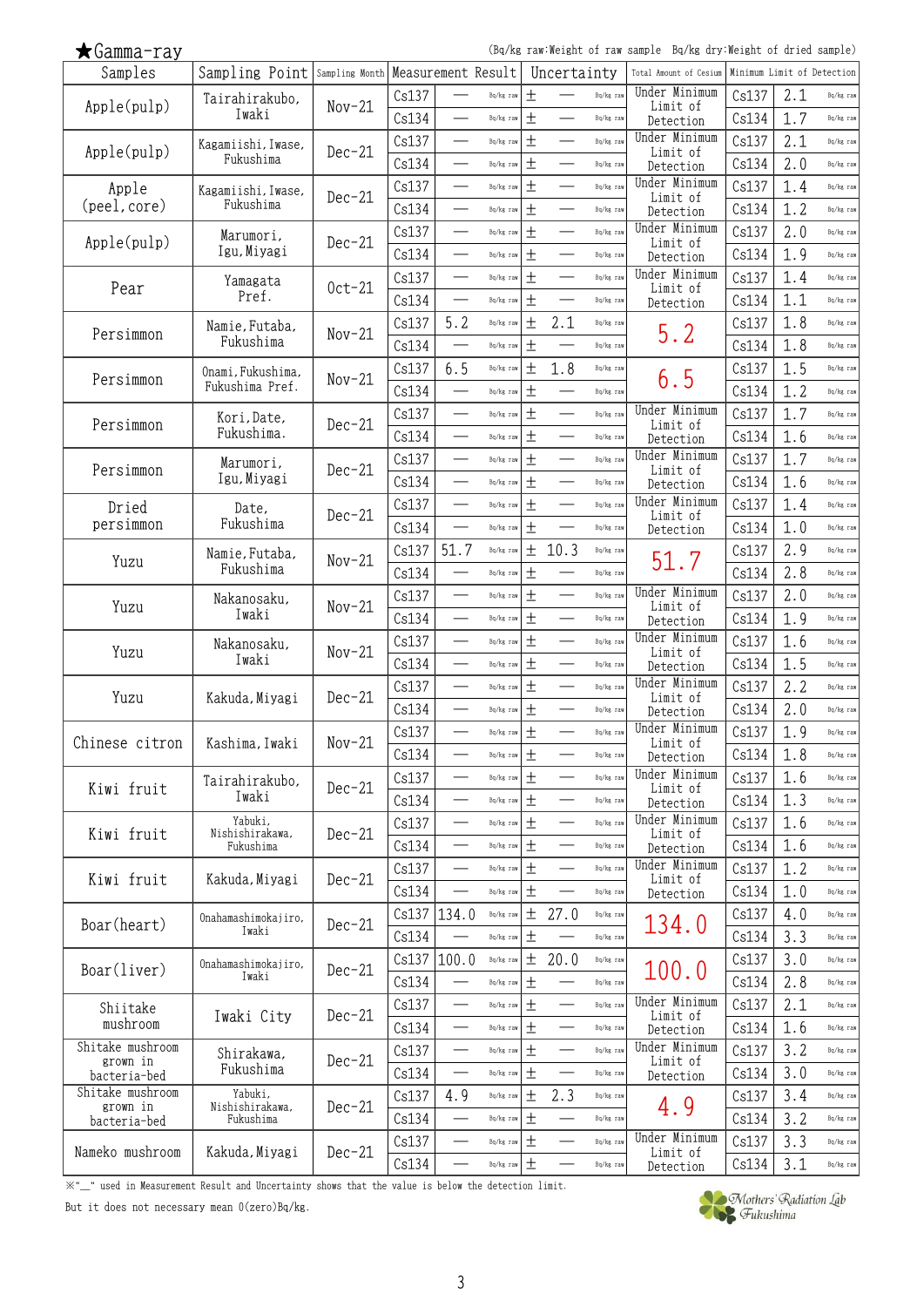★Gamma-ray

(Bq/kg raw:Weight of raw sample　Bq/kg dry:Weight of dried sample)

| Samples | Sampling Point | Sampling Month | Measurement Result | | | Uncertainty | | | Total Amount of Cesium | Minimum Limit of Detection | | |
|---|---|---|---|---|---|---|---|---|---|---|---|---|
| Apple(pulp) | Tairahirakubo, Iwaki | Nov-21 | Cs137 | — | Bq/kg raw | ± | — | Bq/kg raw | Under Minimum Limit of Detection | Cs137 | 2.1 | Bq/kg raw |
| | | | Cs134 | — | Bq/kg raw | ± | — | Bq/kg raw | | Cs134 | 1.7 | Bq/kg raw |
| Apple(pulp) | Kagamiishi, Iwase, Fukushima | Dec-21 | Cs137 | — | Bq/kg raw | ± | — | Bq/kg raw | Under Minimum Limit of Detection | Cs137 | 2.1 | Bq/kg raw |
| | | | Cs134 | — | Bq/kg raw | ± | — | Bq/kg raw | | Cs134 | 2.0 | Bq/kg raw |
| Apple (peel, core) | Kagamiishi, Iwase, Fukushima | Dec-21 | Cs137 | — | Bq/kg raw | ± | — | Bq/kg raw | Under Minimum Limit of Detection | Cs137 | 1.4 | Bq/kg raw |
| | | | Cs134 | — | Bq/kg raw | ± | — | Bq/kg raw | | Cs134 | 1.2 | Bq/kg raw |
| Apple(pulp) | Marumori, Igu, Miyagi | Dec-21 | Cs137 | — | Bq/kg raw | ± | — | Bq/kg raw | Under Minimum Limit of Detection | Cs137 | 2.0 | Bq/kg raw |
| | | | Cs134 | — | Bq/kg raw | ± | — | Bq/kg raw | | Cs134 | 1.9 | Bq/kg raw |
| Pear | Yamagata Pref. | Oct-21 | Cs137 | — | Bq/kg raw | ± | — | Bq/kg raw | Under Minimum Limit of Detection | Cs137 | 1.4 | Bq/kg raw |
| | | | Cs134 | — | Bq/kg raw | ± | — | Bq/kg raw | | Cs134 | 1.1 | Bq/kg raw |
| Persimmon | Namie, Futaba, Fukushima | Nov-21 | Cs137 | 5.2 | Bq/kg raw | ± | 2.1 | Bq/kg raw | 5.2 | Cs137 | 1.8 | Bq/kg raw |
| | | | Cs134 | — | Bq/kg raw | ± | — | Bq/kg raw | | Cs134 | 1.8 | Bq/kg raw |
| Persimmon | Onami, Fukushima, Fukushima Pref. | Nov-21 | Cs137 | 6.5 | Bq/kg raw | ± | 1.8 | Bq/kg raw | 6.5 | Cs137 | 1.5 | Bq/kg raw |
| | | | Cs134 | — | Bq/kg raw | ± | — | Bq/kg raw | | Cs134 | 1.2 | Bq/kg raw |
| Persimmon | Kori, Date, Fukushima. | Dec-21 | Cs137 | — | Bq/kg raw | ± | — | Bq/kg raw | Under Minimum Limit of Detection | Cs137 | 1.7 | Bq/kg raw |
| | | | Cs134 | — | Bq/kg raw | ± | — | Bq/kg raw | | Cs134 | 1.6 | Bq/kg raw |
| Persimmon | Marumori, Igu, Miyagi | Dec-21 | Cs137 | — | Bq/kg raw | ± | — | Bq/kg raw | Under Minimum Limit of Detection | Cs137 | 1.7 | Bq/kg raw |
| | | | Cs134 | — | Bq/kg raw | ± | — | Bq/kg raw | | Cs134 | 1.6 | Bq/kg raw |
| Dried persimmon | Date, Fukushima | Dec-21 | Cs137 | — | Bq/kg raw | ± | — | Bq/kg raw | Under Minimum Limit of Detection | Cs137 | 1.4 | Bq/kg raw |
| | | | Cs134 | — | Bq/kg raw | ± | — | Bq/kg raw | | Cs134 | 1.0 | Bq/kg raw |
| Yuzu | Namie, Futaba, Fukushima | Nov-21 | Cs137 | 51.7 | Bq/kg raw | ± | 10.3 | Bq/kg raw | 51.7 | Cs137 | 2.9 | Bq/kg raw |
| | | | Cs134 | — | Bq/kg raw | ± | — | Bq/kg raw | | Cs134 | 2.8 | Bq/kg raw |
| Yuzu | Nakanosaku, Iwaki | Nov-21 | Cs137 | — | Bq/kg raw | ± | — | Bq/kg raw | Under Minimum Limit of Detection | Cs137 | 2.0 | Bq/kg raw |
| | | | Cs134 | — | Bq/kg raw | ± | — | Bq/kg raw | | Cs134 | 1.9 | Bq/kg raw |
| Yuzu | Nakanosaku, Iwaki | Nov-21 | Cs137 | — | Bq/kg raw | ± | — | Bq/kg raw | Under Minimum Limit of Detection | Cs137 | 1.6 | Bq/kg raw |
| | | | Cs134 | — | Bq/kg raw | ± | — | Bq/kg raw | | Cs134 | 1.5 | Bq/kg raw |
| Yuzu | Kakuda, Miyagi | Dec-21 | Cs137 | — | Bq/kg raw | ± | — | Bq/kg raw | Under Minimum Limit of Detection | Cs137 | 2.2 | Bq/kg raw |
| | | | Cs134 | — | Bq/kg raw | ± | — | Bq/kg raw | | Cs134 | 2.0 | Bq/kg raw |
| Chinese citron | Kashima, Iwaki | Nov-21 | Cs137 | — | Bq/kg raw | ± | — | Bq/kg raw | Under Minimum Limit of Detection | Cs137 | 1.9 | Bq/kg raw |
| | | | Cs134 | — | Bq/kg raw | ± | — | Bq/kg raw | | Cs134 | 1.8 | Bq/kg raw |
| Kiwi fruit | Tairahirakubo, Iwaki | Dec-21 | Cs137 | — | Bq/kg raw | ± | — | Bq/kg raw | Under Minimum Limit of Detection | Cs137 | 1.6 | Bq/kg raw |
| | | | Cs134 | — | Bq/kg raw | ± | — | Bq/kg raw | | Cs134 | 1.3 | Bq/kg raw |
| Kiwi fruit | Yabuki, Nishishirakawa, Fukushima | Dec-21 | Cs137 | — | Bq/kg raw | ± | — | Bq/kg raw | Under Minimum Limit of Detection | Cs137 | 1.6 | Bq/kg raw |
| | | | Cs134 | — | Bq/kg raw | ± | — | Bq/kg raw | | Cs134 | 1.6 | Bq/kg raw |
| Kiwi fruit | Kakuda, Miyagi | Dec-21 | Cs137 | — | Bq/kg raw | ± | — | Bq/kg raw | Under Minimum Limit of Detection | Cs137 | 1.2 | Bq/kg raw |
| | | | Cs134 | — | Bq/kg raw | ± | — | Bq/kg raw | | Cs134 | 1.0 | Bq/kg raw |
| Boar(heart) | Onahamashimokajiro, Iwaki | Dec-21 | Cs137 | 134.0 | Bq/kg raw | ± | 27.0 | Bq/kg raw | 134.0 | Cs137 | 4.0 | Bq/kg raw |
| | | | Cs134 | — | Bq/kg raw | ± | — | Bq/kg raw | | Cs134 | 3.3 | Bq/kg raw |
| Boar(liver) | Onahamashimokajiro, Iwaki | Dec-21 | Cs137 | 100.0 | Bq/kg raw | ± | 20.0 | Bq/kg raw | 100.0 | Cs137 | 3.0 | Bq/kg raw |
| | | | Cs134 | — | Bq/kg raw | ± | — | Bq/kg raw | | Cs134 | 2.8 | Bq/kg raw |
| Shiitake mushroom | Iwaki City | Dec-21 | Cs137 | — | Bq/kg raw | ± | — | Bq/kg raw | Under Minimum Limit of Detection | Cs137 | 2.1 | Bq/kg raw |
| | | | Cs134 | — | Bq/kg raw | ± | — | Bq/kg raw | | Cs134 | 1.6 | Bq/kg raw |
| Shitake mushroom grown in bacteria-bed | Shirakawa, Fukushima | Dec-21 | Cs137 | — | Bq/kg raw | ± | — | Bq/kg raw | Under Minimum Limit of Detection | Cs137 | 3.2 | Bq/kg raw |
| | | | Cs134 | — | Bq/kg raw | ± | — | Bq/kg raw | | Cs134 | 3.0 | Bq/kg raw |
| Shitake mushroom grown in bacteria-bed | Yabuki, Nishishirakawa, Fukushima | Dec-21 | Cs137 | 4.9 | Bq/kg raw | ± | 2.3 | Bq/kg raw | 4.9 | Cs137 | 3.4 | Bq/kg raw |
| | | | Cs134 | — | Bq/kg raw | ± | — | Bq/kg raw | | Cs134 | 3.2 | Bq/kg raw |
| Nameko mushroom | Kakuda, Miyagi | Dec-21 | Cs137 | — | Bq/kg raw | ± | — | Bq/kg raw | Under Minimum Limit of Detection | Cs137 | 3.3 | Bq/kg raw |
| | | | Cs134 | — | Bq/kg raw | ± | — | Bq/kg raw | | Cs134 | 3.1 | Bq/kg raw |

※"__" used in Measurement Result and Uncertainty shows that the value is below the detection limit.
But it does not necessary mean 0(zero)Bq/kg.

Mothers' Radiation Lab Fukushima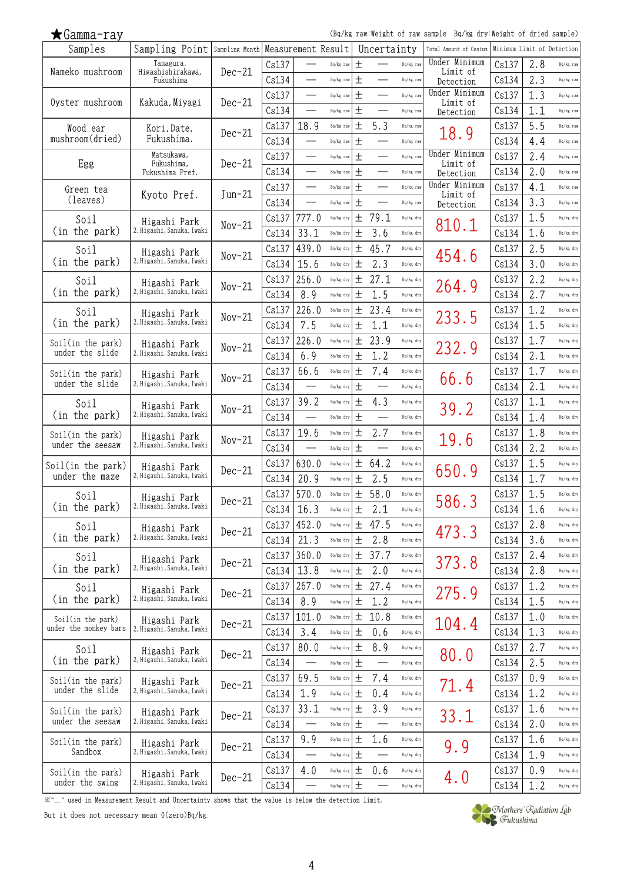★Gamma-ray

(Bq/kg raw:Weight of raw sample  Bq/kg dry:Weight of dried sample)

| Samples | Sampling Point | Sampling Month | Measurement Result | | | Uncertainty | | Total Amount of Cesium | Minimum Limit of Detection | | |
|---|---|---|---|---|---|---|---|---|---|---|---|
| Nameko mushroom | Tanagura, Higashishirakawa, Fukushima | Dec-21 | Cs137 | — | Bq/kg raw | ± — | Bq/kg raw | Under Minimum Limit of Detection | Cs137 | 2.8 | Bq/kg raw |
| | | | Cs134 | — | Bq/kg raw | ± — | Bq/kg raw | | Cs134 | 2.3 | Bq/kg raw |
| Oyster mushroom | Kakuda, Miyagi | Dec-21 | Cs137 | — | Bq/kg raw | ± — | Bq/kg raw | Under Minimum Limit of Detection | Cs137 | 1.3 | Bq/kg raw |
| | | | Cs134 | — | Bq/kg raw | ± — | Bq/kg raw | | Cs134 | 1.1 | Bq/kg raw |
| Wood ear mushroom(dried) | Kori, Date, Fukushima. | Dec-21 | Cs137 | 18.9 | Bq/kg raw | ± 5.3 | Bq/kg raw | 18.9 | Cs137 | 5.5 | Bq/kg raw |
| | | | Cs134 | — | Bq/kg raw | ± — | Bq/kg raw | | Cs134 | 4.4 | Bq/kg raw |
| Egg | Matsukawa, Fukushima, Fukushima Pref. | Dec-21 | Cs137 | — | Bq/kg raw | ± — | Bq/kg raw | Under Minimum Limit of Detection | Cs137 | 2.4 | Bq/kg raw |
| | | | Cs134 | — | Bq/kg raw | ± — | Bq/kg raw | | Cs134 | 2.0 | Bq/kg raw |
| Green tea (leaves) | Kyoto Pref. | Jun-21 | Cs137 | — | Bq/kg raw | ± — | Bq/kg raw | Under Minimum Limit of Detection | Cs137 | 4.1 | Bq/kg raw |
| | | | Cs134 | — | Bq/kg raw | ± — | Bq/kg raw | | Cs134 | 3.3 | Bq/kg raw |
| Soil (in the park) | Higashi Park 2, Higashi, Sanuka, Iwaki | Nov-21 | Cs137 | 777.0 | Bq/kg dry | ± 79.1 | Bq/kg dry | 810.1 | Cs137 | 1.5 | Bq/kg dry |
| | | | Cs134 | 33.1 | Bq/kg dry | ± 3.6 | Bq/kg dry | | Cs134 | 1.6 | Bq/kg dry |
| Soil (in the park) | Higashi Park 2, Higashi, Sanuka, Iwaki | Nov-21 | Cs137 | 439.0 | Bq/kg dry | ± 45.7 | Bq/kg dry | 454.6 | Cs137 | 2.5 | Bq/kg dry |
| | | | Cs134 | 15.6 | Bq/kg dry | ± 2.3 | Bq/kg dry | | Cs134 | 3.0 | Bq/kg dry |
| Soil (in the park) | Higashi Park 2, Higashi, Sanuka, Iwaki | Nov-21 | Cs137 | 256.0 | Bq/kg dry | ± 27.1 | Bq/kg dry | 264.9 | Cs137 | 2.2 | Bq/kg dry |
| | | | Cs134 | 8.9 | Bq/kg dry | ± 1.5 | Bq/kg dry | | Cs134 | 2.7 | Bq/kg dry |
| Soil (in the park) | Higashi Park 2, Higashi, Sanuka, Iwaki | Nov-21 | Cs137 | 226.0 | Bq/kg dry | ± 23.4 | Bq/kg dry | 233.5 | Cs137 | 1.2 | Bq/kg dry |
| | | | Cs134 | 7.5 | Bq/kg dry | ± 1.1 | Bq/kg dry | | Cs134 | 1.5 | Bq/kg dry |
| Soil(in the park) under the slide | Higashi Park 2, Higashi, Sanuka, Iwaki | Nov-21 | Cs137 | 226.0 | Bq/kg dry | ± 23.9 | Bq/kg dry | 232.9 | Cs137 | 1.7 | Bq/kg dry |
| | | | Cs134 | 6.9 | Bq/kg dry | ± 1.2 | Bq/kg dry | | Cs134 | 2.1 | Bq/kg dry |
| Soil(in the park) under the slide | Higashi Park 2, Higashi, Sanuka, Iwaki | Nov-21 | Cs137 | 66.6 | Bq/kg dry | ± 7.4 | Bq/kg dry | 66.6 | Cs137 | 1.7 | Bq/kg dry |
| | | | Cs134 | — | Bq/kg dry | ± — | Bq/kg dry | | Cs134 | 2.1 | Bq/kg dry |
| Soil (in the park) | Higashi Park 2, Higashi, Sanuka, Iwaki | Nov-21 | Cs137 | 39.2 | Bq/kg dry | ± 4.3 | Bq/kg dry | 39.2 | Cs137 | 1.1 | Bq/kg dry |
| | | | Cs134 | — | Bq/kg dry | ± — | Bq/kg dry | | Cs134 | 1.4 | Bq/kg dry |
| Soil(in the park) under the seesaw | Higashi Park 2, Higashi, Sanuka, Iwaki | Nov-21 | Cs137 | 19.6 | Bq/kg dry | ± 2.7 | Bq/kg dry | 19.6 | Cs137 | 1.8 | Bq/kg dry |
| | | | Cs134 | — | Bq/kg dry | ± — | Bq/kg dry | | Cs134 | 2.2 | Bq/kg dry |
| Soil(in the park) under the maze | Higashi Park 2, Higashi, Sanuka, Iwaki | Dec-21 | Cs137 | 630.0 | Bq/kg dry | ± 64.2 | Bq/kg dry | 650.9 | Cs137 | 1.5 | Bq/kg dry |
| | | | Cs134 | 20.9 | Bq/kg dry | ± 2.5 | Bq/kg dry | | Cs134 | 1.7 | Bq/kg dry |
| Soil (in the park) | Higashi Park 2, Higashi, Sanuka, Iwaki | Dec-21 | Cs137 | 570.0 | Bq/kg dry | ± 58.0 | Bq/kg dry | 586.3 | Cs137 | 1.5 | Bq/kg dry |
| | | | Cs134 | 16.3 | Bq/kg dry | ± 2.1 | Bq/kg dry | | Cs134 | 1.6 | Bq/kg dry |
| Soil (in the park) | Higashi Park 2, Higashi, Sanuka, Iwaki | Dec-21 | Cs137 | 452.0 | Bq/kg dry | ± 47.5 | Bq/kg dry | 473.3 | Cs137 | 2.8 | Bq/kg dry |
| | | | Cs134 | 21.3 | Bq/kg dry | ± 2.8 | Bq/kg dry | | Cs134 | 3.6 | Bq/kg dry |
| Soil (in the park) | Higashi Park 2, Higashi, Sanuka, Iwaki | Dec-21 | Cs137 | 360.0 | Bq/kg dry | ± 37.7 | Bq/kg dry | 373.8 | Cs137 | 2.4 | Bq/kg dry |
| | | | Cs134 | 13.8 | Bq/kg dry | ± 2.0 | Bq/kg dry | | Cs134 | 2.8 | Bq/kg dry |
| Soil (in the park) | Higashi Park 2, Higashi, Sanuka, Iwaki | Dec-21 | Cs137 | 267.0 | Bq/kg dry | ± 27.4 | Bq/kg dry | 275.9 | Cs137 | 1.2 | Bq/kg dry |
| | | | Cs134 | 8.9 | Bq/kg dry | ± 1.2 | Bq/kg dry | | Cs134 | 1.5 | Bq/kg dry |
| Soil(in the park) under the monkey bars | Higashi Park 2, Higashi, Sanuka, Iwaki | Dec-21 | Cs137 | 101.0 | Bq/kg dry | ± 10.8 | Bq/kg dry | 104.4 | Cs137 | 1.0 | Bq/kg dry |
| | | | Cs134 | 3.4 | Bq/kg dry | ± 0.6 | Bq/kg dry | | Cs134 | 1.3 | Bq/kg dry |
| Soil (in the park) | Higashi Park 2, Higashi, Sanuka, Iwaki | Dec-21 | Cs137 | 80.0 | Bq/kg dry | ± 8.9 | Bq/kg dry | 80.0 | Cs137 | 2.7 | Bq/kg dry |
| | | | Cs134 | — | Bq/kg dry | ± — | Bq/kg dry | | Cs134 | 2.5 | Bq/kg dry |
| Soil(in the park) under the slide | Higashi Park 2, Higashi, Sanuka, Iwaki | Dec-21 | Cs137 | 69.5 | Bq/kg dry | ± 7.4 | Bq/kg dry | 71.4 | Cs137 | 0.9 | Bq/kg dry |
| | | | Cs134 | 1.9 | Bq/kg dry | ± 0.4 | Bq/kg dry | | Cs134 | 1.2 | Bq/kg dry |
| Soil(in the park) under the seesaw | Higashi Park 2, Higashi, Sanuka, Iwaki | Dec-21 | Cs137 | 33.1 | Bq/kg dry | ± 3.9 | Bq/kg dry | 33.1 | Cs137 | 1.6 | Bq/kg dry |
| | | | Cs134 | — | Bq/kg dry | ± — | Bq/kg dry | | Cs134 | 2.0 | Bq/kg dry |
| Soil(in the park) Sandbox | Higashi Park 2, Higashi, Sanuka, Iwaki | Dec-21 | Cs137 | 9.9 | Bq/kg dry | ± 1.6 | Bq/kg dry | 9.9 | Cs137 | 1.6 | Bq/kg dry |
| | | | Cs134 | — | Bq/kg dry | ± — | Bq/kg dry | | Cs134 | 1.9 | Bq/kg dry |
| Soil(in the park) under the swing | Higashi Park 2, Higashi, Sanuka, Iwaki | Dec-21 | Cs137 | 4.0 | Bq/kg dry | ± 0.6 | Bq/kg dry | 4.0 | Cs137 | 0.9 | Bq/kg dry |
| | | | Cs134 | — | Bq/kg dry | ± — | Bq/kg dry | | Cs134 | 1.2 | Bq/kg dry |

※"—" used in Measurement Result and Uncertainty shows that the value is below the detection limit.
But it does not necessary mean 0(zero)Bq/kg.

Mothers' Radiation Lab Fukushima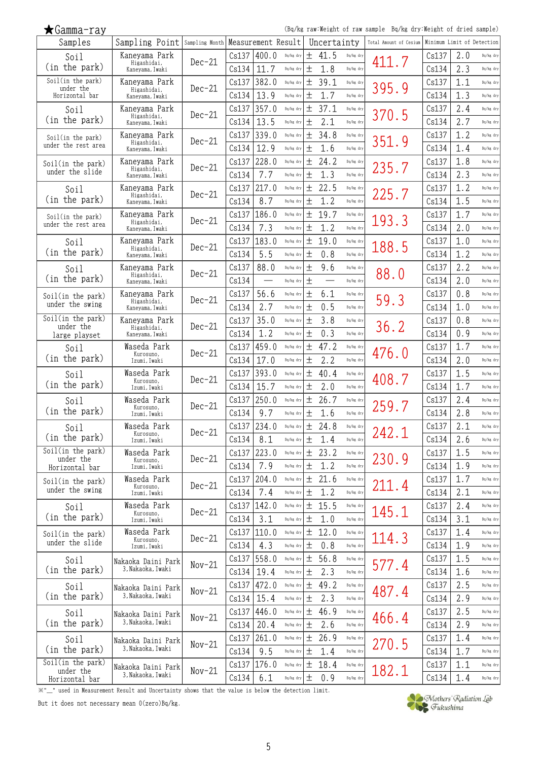★Gamma-ray

(Bq/kg raw:Weight of raw sample　Bq/kg dry:Weight of dried sample)

| Samples | Sampling Point | Sampling Month | Measurement Result | | | Uncertainty | | Total Amount of Cesium | Minimum Limit of Detection | | |
|---|---|---|---|---|---|---|---|---|---|---|---|
| Soil (in the park) | Kaneyama Park Higashidai, Kaneyama, Iwaki | Dec-21 | Cs137 | 400.0 | Bq/kg dry | ± 41.5 | Bq/kg dry | 411.7 | Cs137 | 2.0 | Bq/kg dry |
| | | | Cs134 | 11.7 | Bq/kg dry | ± 1.8 | Bq/kg dry | | Cs134 | 2.3 | Bq/kg dry |
| Soil(in the park) under the Horizontal bar | Kaneyama Park Higashidai, Kaneyama, Iwaki | Dec-21 | Cs137 | 382.0 | Bq/kg dry | ± 39.1 | Bq/kg dry | 395.9 | Cs137 | 1.1 | Bq/kg dry |
| | | | Cs134 | 13.9 | Bq/kg dry | ± 1.7 | Bq/kg dry | | Cs134 | 1.3 | Bq/kg dry |
| Soil (in the park) | Kaneyama Park Higashidai, Kaneyama, Iwaki | Dec-21 | Cs137 | 357.0 | Bq/kg dry | ± 37.1 | Bq/kg dry | 370.5 | Cs137 | 2.4 | Bq/kg dry |
| | | | Cs134 | 13.5 | Bq/kg dry | ± 2.1 | Bq/kg dry | | Cs134 | 2.7 | Bq/kg dry |
| Soil(in the park) under the rest area | Kaneyama Park Higashidai, Kaneyama, Iwaki | Dec-21 | Cs137 | 339.0 | Bq/kg dry | ± 34.8 | Bq/kg dry | 351.9 | Cs137 | 1.2 | Bq/kg dry |
| | | | Cs134 | 12.9 | Bq/kg dry | ± 1.6 | Bq/kg dry | | Cs134 | 1.4 | Bq/kg dry |
| Soil(in the park) under the slide | Kaneyama Park Higashidai, Kaneyama, Iwaki | Dec-21 | Cs137 | 228.0 | Bq/kg dry | ± 24.2 | Bq/kg dry | 235.7 | Cs137 | 1.8 | Bq/kg dry |
| | | | Cs134 | 7.7 | Bq/kg dry | ± 1.3 | Bq/kg dry | | Cs134 | 2.3 | Bq/kg dry |
| Soil (in the park) | Kaneyama Park Higashidai, Kaneyama, Iwaki | Dec-21 | Cs137 | 217.0 | Bq/kg dry | ± 22.5 | Bq/kg dry | 225.7 | Cs137 | 1.2 | Bq/kg dry |
| | | | Cs134 | 8.7 | Bq/kg dry | ± 1.2 | Bq/kg dry | | Cs134 | 1.5 | Bq/kg dry |
| Soil(in the park) under the rest area | Kaneyama Park Higashidai, Kaneyama, Iwaki | Dec-21 | Cs137 | 186.0 | Bq/kg dry | ± 19.7 | Bq/kg dry | 193.3 | Cs137 | 1.7 | Bq/kg dry |
| | | | Cs134 | 7.3 | Bq/kg dry | ± 1.2 | Bq/kg dry | | Cs134 | 2.0 | Bq/kg dry |
| Soil (in the park) | Kaneyama Park Higashidai, Kaneyama, Iwaki | Dec-21 | Cs137 | 183.0 | Bq/kg dry | ± 19.0 | Bq/kg dry | 188.5 | Cs137 | 1.0 | Bq/kg dry |
| | | | Cs134 | 5.5 | Bq/kg dry | ± 0.8 | Bq/kg dry | | Cs134 | 1.2 | Bq/kg dry |
| Soil (in the park) | Kaneyama Park Higashidai, Kaneyama, Iwaki | Dec-21 | Cs137 | 88.0 | Bq/kg dry | ± 9.6 | Bq/kg dry | 88.0 | Cs137 | 2.2 | Bq/kg dry |
| | | | Cs134 | — | Bq/kg dry | ± — | Bq/kg dry | | Cs134 | 2.0 | Bq/kg dry |
| Soil(in the park) under the swing | Kaneyama Park Higashidai, Kaneyama, Iwaki | Dec-21 | Cs137 | 56.6 | Bq/kg dry | ± 6.1 | Bq/kg dry | 59.3 | Cs137 | 0.8 | Bq/kg dry |
| | | | Cs134 | 2.7 | Bq/kg dry | ± 0.5 | Bq/kg dry | | Cs134 | 1.0 | Bq/kg dry |
| Soil(in the park) under the large playset | Kaneyama Park Higashidai, Kaneyama, Iwaki | Dec-21 | Cs137 | 35.0 | Bq/kg dry | ± 3.8 | Bq/kg dry | 36.2 | Cs137 | 0.8 | Bq/kg dry |
| | | | Cs134 | 1.2 | Bq/kg dry | ± 0.3 | Bq/kg dry | | Cs134 | 0.9 | Bq/kg dry |
| Soil (in the park) | Waseda Park Kurosuno, Izumi, Iwaki | Dec-21 | Cs137 | 459.0 | Bq/kg dry | ± 47.2 | Bq/kg dry | 476.0 | Cs137 | 1.7 | Bq/kg dry |
| | | | Cs134 | 17.0 | Bq/kg dry | ± 2.2 | Bq/kg dry | | Cs134 | 2.0 | Bq/kg dry |
| Soil (in the park) | Waseda Park Kurosuno, Izumi, Iwaki | Dec-21 | Cs137 | 393.0 | Bq/kg dry | ± 40.4 | Bq/kg dry | 408.7 | Cs137 | 1.5 | Bq/kg dry |
| | | | Cs134 | 15.7 | Bq/kg dry | ± 2.0 | Bq/kg dry | | Cs134 | 1.7 | Bq/kg dry |
| Soil (in the park) | Waseda Park Kurosuno, Izumi, Iwaki | Dec-21 | Cs137 | 250.0 | Bq/kg dry | ± 26.7 | Bq/kg dry | 259.7 | Cs137 | 2.4 | Bq/kg dry |
| | | | Cs134 | 9.7 | Bq/kg dry | ± 1.6 | Bq/kg dry | | Cs134 | 2.8 | Bq/kg dry |
| Soil (in the park) | Waseda Park Kurosuno, Izumi, Iwaki | Dec-21 | Cs137 | 234.0 | Bq/kg dry | ± 24.8 | Bq/kg dry | 242.1 | Cs137 | 2.1 | Bq/kg dry |
| | | | Cs134 | 8.1 | Bq/kg dry | ± 1.4 | Bq/kg dry | | Cs134 | 2.6 | Bq/kg dry |
| Soil(in the park) under the Horizontal bar | Waseda Park Kurosuno, Izumi, Iwaki | Dec-21 | Cs137 | 223.0 | Bq/kg dry | ± 23.2 | Bq/kg dry | 230.9 | Cs137 | 1.5 | Bq/kg dry |
| | | | Cs134 | 7.9 | Bq/kg dry | ± 1.2 | Bq/kg dry | | Cs134 | 1.9 | Bq/kg dry |
| Soil(in the park) under the swing | Waseda Park Kurosuno, Izumi, Iwaki | Dec-21 | Cs137 | 204.0 | Bq/kg dry | ± 21.6 | Bq/kg dry | 211.4 | Cs137 | 1.7 | Bq/kg dry |
| | | | Cs134 | 7.4 | Bq/kg dry | ± 1.2 | Bq/kg dry | | Cs134 | 2.1 | Bq/kg dry |
| Soil (in the park) | Waseda Park Kurosuno, Izumi, Iwaki | Dec-21 | Cs137 | 142.0 | Bq/kg dry | ± 15.5 | Bq/kg dry | 145.1 | Cs137 | 2.4 | Bq/kg dry |
| | | | Cs134 | 3.1 | Bq/kg dry | ± 1.0 | Bq/kg dry | | Cs134 | 3.1 | Bq/kg dry |
| Soil(in the park) under the slide | Waseda Park Kurosuno, Izumi, Iwaki | Dec-21 | Cs137 | 110.0 | Bq/kg dry | ± 12.0 | Bq/kg dry | 114.3 | Cs137 | 1.4 | Bq/kg dry |
| | | | Cs134 | 4.3 | Bq/kg dry | ± 0.8 | Bq/kg dry | | Cs134 | 1.9 | Bq/kg dry |
| Soil (in the park) | Nakaoka Daini Park 3, Nakaoka, Iwaki | Nov-21 | Cs137 | 558.0 | Bq/kg dry | ± 56.8 | Bq/kg dry | 577.4 | Cs137 | 1.5 | Bq/kg dry |
| | | | Cs134 | 19.4 | Bq/kg dry | ± 2.3 | Bq/kg dry | | Cs134 | 1.6 | Bq/kg dry |
| Soil (in the park) | Nakaoka Daini Park 3, Nakaoka, Iwaki | Nov-21 | Cs137 | 472.0 | Bq/kg dry | ± 49.2 | Bq/kg dry | 487.4 | Cs137 | 2.5 | Bq/kg dry |
| | | | Cs134 | 15.4 | Bq/kg dry | ± 2.3 | Bq/kg dry | | Cs134 | 2.9 | Bq/kg dry |
| Soil (in the park) | Nakaoka Daini Park 3, Nakaoka, Iwaki | Nov-21 | Cs137 | 446.0 | Bq/kg dry | ± 46.9 | Bq/kg dry | 466.4 | Cs137 | 2.5 | Bq/kg dry |
| | | | Cs134 | 20.4 | Bq/kg dry | ± 2.6 | Bq/kg dry | | Cs134 | 2.9 | Bq/kg dry |
| Soil (in the park) | Nakaoka Daini Park 3, Nakaoka, Iwaki | Nov-21 | Cs137 | 261.0 | Bq/kg dry | ± 26.9 | Bq/kg dry | 270.5 | Cs137 | 1.4 | Bq/kg dry |
| | | | Cs134 | 9.5 | Bq/kg dry | ± 1.4 | Bq/kg dry | | Cs134 | 1.7 | Bq/kg dry |
| Soil(in the park) under the Horizontal bar | Nakaoka Daini Park 3, Nakaoka, Iwaki | Nov-21 | Cs137 | 176.0 | Bq/kg dry | ± 18.4 | Bq/kg dry | 182.1 | Cs137 | 1.1 | Bq/kg dry |
| | | | Cs134 | 6.1 | Bq/kg dry | ± 0.9 | Bq/kg dry | | Cs134 | 1.4 | Bq/kg dry |

※"—" used in Measurement Result and Uncertainty shows that the value is below the detection limit.

But it does not necessary mean 0(zero)Bq/kg.

Mothers' Radiation Lab Fukushima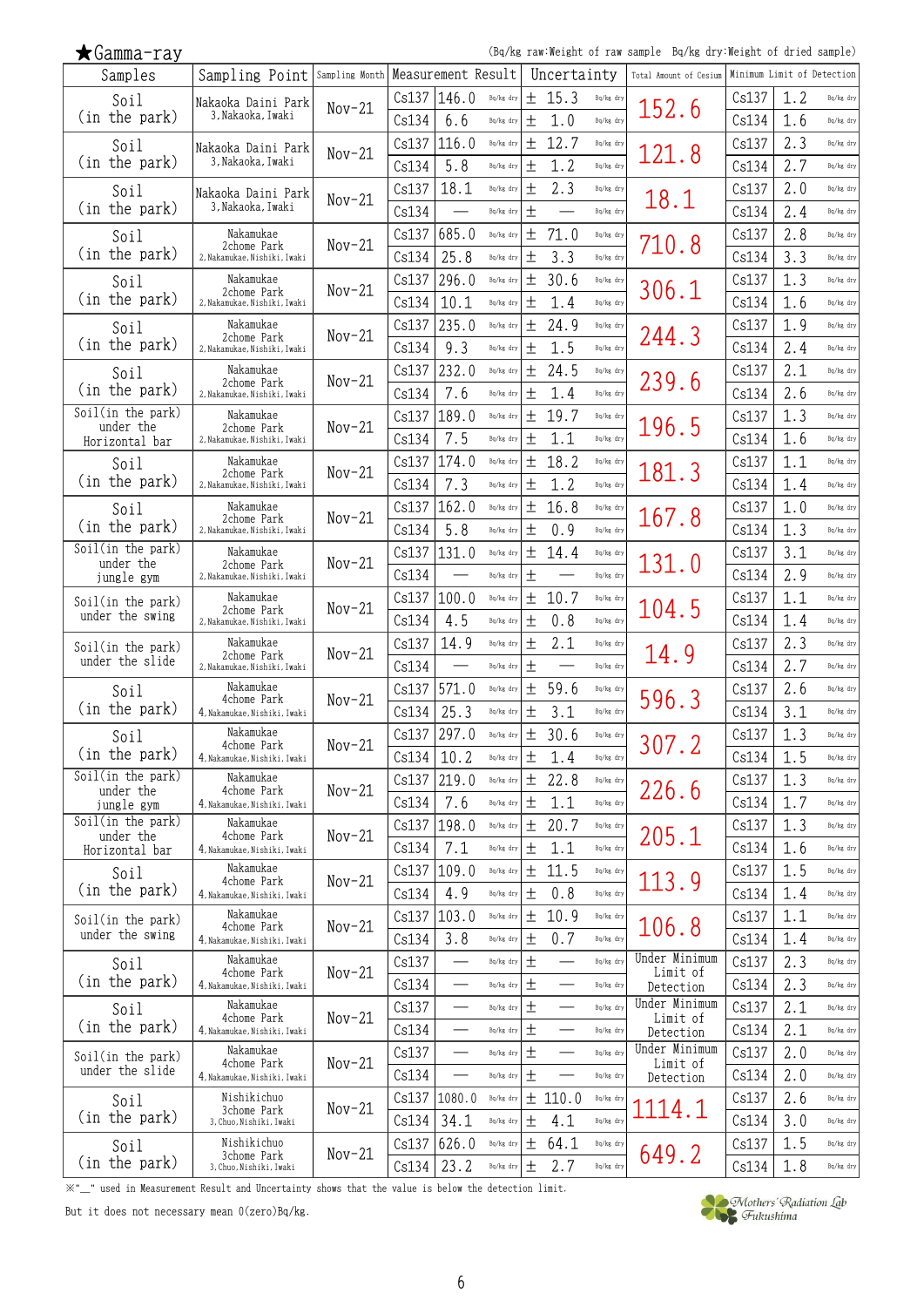## ★Gamma-ray

(Bq/kg raw:Weight of raw sample　Bq/kg dry:Weight of dried sample)

| Samples | Sampling Point | Sampling Month | Measurement Result | | Uncertainty | Total Amount of Cesium | Minimum Limit of Detection | |
|---|---|---|---|---|---|---|---|---|
| Soil (in the park) | Nakaoka Daini Park 3,Nakaoka,Iwaki | Nov-21 | Cs137 | 146.0 Bq/kg dry | ± 15.3 Bq/kg dry | 152.6 | Cs137 | 1.2 Bq/kg dry |
| | | | Cs134 | 6.6 Bq/kg dry | ± 1.0 Bq/kg dry | | Cs134 | 1.6 Bq/kg dry |
| Soil (in the park) | Nakaoka Daini Park 3,Nakaoka,Iwaki | Nov-21 | Cs137 | 116.0 Bq/kg dry | ± 12.7 Bq/kg dry | 121.8 | Cs137 | 2.3 Bq/kg dry |
| | | | Cs134 | 5.8 Bq/kg dry | ± 1.2 Bq/kg dry | | Cs134 | 2.7 Bq/kg dry |
| Soil (in the park) | Nakaoka Daini Park 3,Nakaoka,Iwaki | Nov-21 | Cs137 | 18.1 Bq/kg dry | ± 2.3 Bq/kg dry | 18.1 | Cs137 | 2.0 Bq/kg dry |
| | | | Cs134 | — Bq/kg dry | ± — Bq/kg dry | | Cs134 | 2.4 Bq/kg dry |
| Soil (in the park) | Nakamukae 2chome Park 2,Nakamukae,Nishiki,Iwaki | Nov-21 | Cs137 | 685.0 Bq/kg dry | ± 71.0 Bq/kg dry | 710.8 | Cs137 | 2.8 Bq/kg dry |
| | | | Cs134 | 25.8 Bq/kg dry | ± 3.3 Bq/kg dry | | Cs134 | 3.3 Bq/kg dry |
| Soil (in the park) | Nakamukae 2chome Park 2,Nakamukae,Nishiki,Iwaki | Nov-21 | Cs137 | 296.0 Bq/kg dry | ± 30.6 Bq/kg dry | 306.1 | Cs137 | 1.3 Bq/kg dry |
| | | | Cs134 | 10.1 Bq/kg dry | ± 1.4 Bq/kg dry | | Cs134 | 1.6 Bq/kg dry |
| Soil (in the park) | Nakamukae 2chome Park 2,Nakamukae,Nishiki,Iwaki | Nov-21 | Cs137 | 235.0 Bq/kg dry | ± 24.9 Bq/kg dry | 244.3 | Cs137 | 1.9 Bq/kg dry |
| | | | Cs134 | 9.3 Bq/kg dry | ± 1.5 Bq/kg dry | | Cs134 | 2.4 Bq/kg dry |
| Soil (in the park) | Nakamukae 2chome Park 2,Nakamukae,Nishiki,Iwaki | Nov-21 | Cs137 | 232.0 Bq/kg dry | ± 24.5 Bq/kg dry | 239.6 | Cs137 | 2.1 Bq/kg dry |
| | | | Cs134 | 7.6 Bq/kg dry | ± 1.4 Bq/kg dry | | Cs134 | 2.6 Bq/kg dry |
| Soil(in the park) under the Horizontal bar | Nakamukae 2chome Park 2,Nakamukae,Nishiki,Iwaki | Nov-21 | Cs137 | 189.0 Bq/kg dry | ± 19.7 Bq/kg dry | 196.5 | Cs137 | 1.3 Bq/kg dry |
| | | | Cs134 | 7.5 Bq/kg dry | ± 1.1 Bq/kg dry | | Cs134 | 1.6 Bq/kg dry |
| Soil (in the park) | Nakamukae 2chome Park 2,Nakamukae,Nishiki,Iwaki | Nov-21 | Cs137 | 174.0 Bq/kg dry | ± 18.2 Bq/kg dry | 181.3 | Cs137 | 1.1 Bq/kg dry |
| | | | Cs134 | 7.3 Bq/kg dry | ± 1.2 Bq/kg dry | | Cs134 | 1.4 Bq/kg dry |
| Soil (in the park) | Nakamukae 2chome Park 2,Nakamukae,Nishiki,Iwaki | Nov-21 | Cs137 | 162.0 Bq/kg dry | ± 16.8 Bq/kg dry | 167.8 | Cs137 | 1.0 Bq/kg dry |
| | | | Cs134 | 5.8 Bq/kg dry | ± 0.9 Bq/kg dry | | Cs134 | 1.3 Bq/kg dry |
| Soil(in the park) under the jungle gym | Nakamukae 2chome Park 2,Nakamukae,Nishiki,Iwaki | Nov-21 | Cs137 | 131.0 Bq/kg dry | ± 14.4 Bq/kg dry | 131.0 | Cs137 | 3.1 Bq/kg dry |
| | | | Cs134 | — Bq/kg dry | ± — Bq/kg dry | | Cs134 | 2.9 Bq/kg dry |
| Soil(in the park) under the swing | Nakamukae 2chome Park 2,Nakamukae,Nishiki,Iwaki | Nov-21 | Cs137 | 100.0 Bq/kg dry | ± 10.7 Bq/kg dry | 104.5 | Cs137 | 1.1 Bq/kg dry |
| | | | Cs134 | 4.5 Bq/kg dry | ± 0.8 Bq/kg dry | | Cs134 | 1.4 Bq/kg dry |
| Soil(in the park) under the slide | Nakamukae 2chome Park 2,Nakamukae,Nishiki,Iwaki | Nov-21 | Cs137 | 14.9 Bq/kg dry | ± 2.1 Bq/kg dry | 14.9 | Cs137 | 2.3 Bq/kg dry |
| | | | Cs134 | — Bq/kg dry | ± — Bq/kg dry | | Cs134 | 2.7 Bq/kg dry |
| Soil (in the park) | Nakamukae 4chome Park 4,Nakamukae,Nishiki,Iwaki | Nov-21 | Cs137 | 571.0 Bq/kg dry | ± 59.6 Bq/kg dry | 596.3 | Cs137 | 2.6 Bq/kg dry |
| | | | Cs134 | 25.3 Bq/kg dry | ± 3.1 Bq/kg dry | | Cs134 | 3.1 Bq/kg dry |
| Soil (in the park) | Nakamukae 4chome Park 4,Nakamukae,Nishiki,Iwaki | Nov-21 | Cs137 | 297.0 Bq/kg dry | ± 30.6 Bq/kg dry | 307.2 | Cs137 | 1.3 Bq/kg dry |
| | | | Cs134 | 10.2 Bq/kg dry | ± 1.4 Bq/kg dry | | Cs134 | 1.5 Bq/kg dry |
| Soil(in the park) under the jungle gym | Nakamukae 4chome Park 4,Nakamukae,Nishiki,Iwaki | Nov-21 | Cs137 | 219.0 Bq/kg dry | ± 22.8 Bq/kg dry | 226.6 | Cs137 | 1.3 Bq/kg dry |
| | | | Cs134 | 7.6 Bq/kg dry | ± 1.1 Bq/kg dry | | Cs134 | 1.7 Bq/kg dry |
| Soil(in the park) under the Horizontal bar | Nakamukae 4chome Park 4,Nakamukae,Nishiki,Iwaki | Nov-21 | Cs137 | 198.0 Bq/kg dry | ± 20.7 Bq/kg dry | 205.1 | Cs137 | 1.3 Bq/kg dry |
| | | | Cs134 | 7.1 Bq/kg dry | ± 1.1 Bq/kg dry | | Cs134 | 1.6 Bq/kg dry |
| Soil (in the park) | Nakamukae 4chome Park 4,Nakamukae,Nishiki,Iwaki | Nov-21 | Cs137 | 109.0 Bq/kg dry | ± 11.5 Bq/kg dry | 113.9 | Cs137 | 1.5 Bq/kg dry |
| | | | Cs134 | 4.9 Bq/kg dry | ± 0.8 Bq/kg dry | | Cs134 | 1.4 Bq/kg dry |
| Soil(in the park) under the swing | Nakamukae 4chome Park 4,Nakamukae,Nishiki,Iwaki | Nov-21 | Cs137 | 103.0 Bq/kg dry | ± 10.9 Bq/kg dry | 106.8 | Cs137 | 1.1 Bq/kg dry |
| | | | Cs134 | 3.8 Bq/kg dry | ± 0.7 Bq/kg dry | | Cs134 | 1.4 Bq/kg dry |
| Soil (in the park) | Nakamukae 4chome Park 4,Nakamukae,Nishiki,Iwaki | Nov-21 | Cs137 | — Bq/kg dry | ± — Bq/kg dry | Under Minimum Limit of Detection | Cs137 | 2.3 Bq/kg dry |
| | | | Cs134 | — Bq/kg dry | ± — Bq/kg dry | | Cs134 | 2.3 Bq/kg dry |
| Soil (in the park) | Nakamukae 4chome Park 4,Nakamukae,Nishiki,Iwaki | Nov-21 | Cs137 | — Bq/kg dry | ± — Bq/kg dry | Under Minimum Limit of Detection | Cs137 | 2.1 Bq/kg dry |
| | | | Cs134 | — Bq/kg dry | ± — Bq/kg dry | | Cs134 | 2.1 Bq/kg dry |
| Soil(in the park) under the slide | Nakamukae 4chome Park 4,Nakamukae,Nishiki,Iwaki | Nov-21 | Cs137 | — Bq/kg dry | ± — Bq/kg dry | Under Minimum Limit of Detection | Cs137 | 2.0 Bq/kg dry |
| | | | Cs134 | — Bq/kg dry | ± — Bq/kg dry | | Cs134 | 2.0 Bq/kg dry |
| Soil (in the park) | Nishikichuo 3chome Park 3,Chuo,Nishiki,Iwaki | Nov-21 | Cs137 | 1080.0 Bq/kg dry | ± 110.0 Bq/kg dry | 1114.1 | Cs137 | 2.6 Bq/kg dry |
| | | | Cs134 | 34.1 Bq/kg dry | ± 4.1 Bq/kg dry | | Cs134 | 3.0 Bq/kg dry |
| Soil (in the park) | Nishikichuo 3chome Park 3,Chuo,Nishiki,Iwaki | Nov-21 | Cs137 | 626.0 Bq/kg dry | ± 64.1 Bq/kg dry | 649.2 | Cs137 | 1.5 Bq/kg dry |
| | | | Cs134 | 23.2 Bq/kg dry | ± 2.7 Bq/kg dry | | Cs134 | 1.8 Bq/kg dry |

※"__" used in Measurement Result and Uncertainty shows that the value is below the detection limit.

But it does not necessary mean 0(zero)Bq/kg.

Mothers' Radiation Lab Fukushima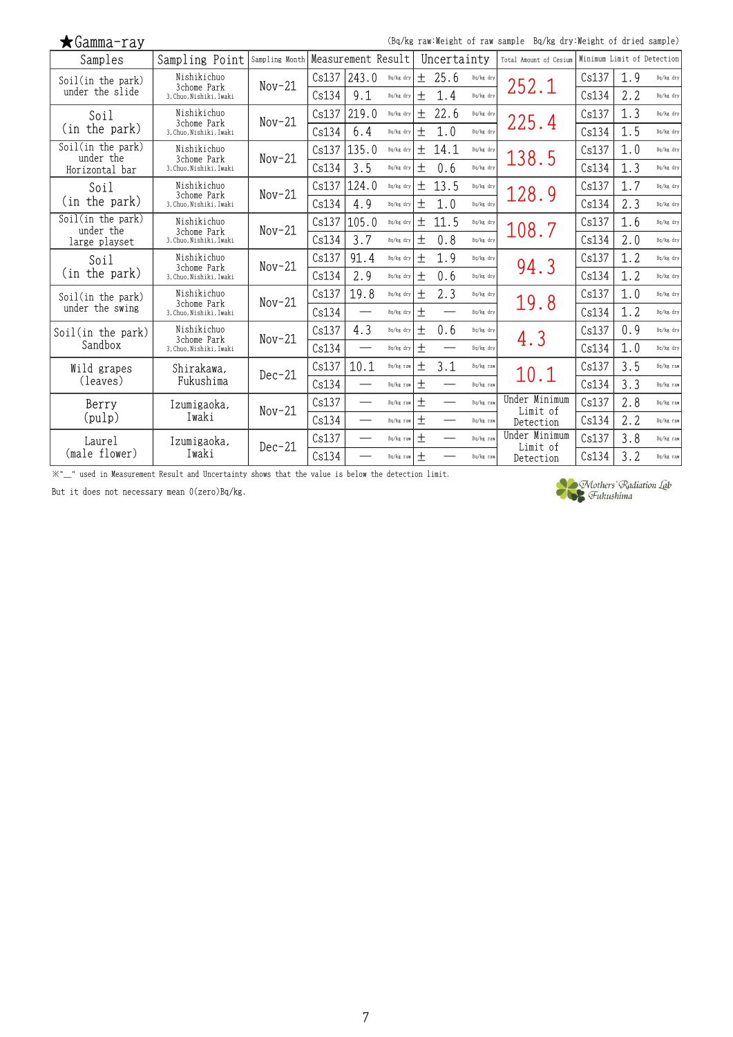## ★Gamma-ray

(Bq/kg raw:Weight of raw sample　Bq/kg dry:Weight of dried sample)

| Samples | Sampling Point | Sampling Month | Measurement Result | | | Uncertainty | | Total Amount of Cesium | Minimum Limit of Detection | | |
|---|---|---|---|---|---|---|---|---|---|---|---|
| Soil(in the park) under the slide | Nishikichuo 3chome Park 3,Chuo,Nishiki,Iwaki | Nov-21 | Cs137 | 243.0 | Bq/kg dry | ± 25.6 | Bq/kg dry | 252.1 | Cs137 | 1.9 | Bq/kg dry |
| | | | Cs134 | 9.1 | Bq/kg dry | ± 1.4 | Bq/kg dry | | Cs134 | 2.2 | Bq/kg dry |
| Soil (in the park) | Nishikichuo 3chome Park 3,Chuo,Nishiki,Iwaki | Nov-21 | Cs137 | 219.0 | Bq/kg dry | ± 22.6 | Bq/kg dry | 225.4 | Cs137 | 1.3 | Bq/kg dry |
| | | | Cs134 | 6.4 | Bq/kg dry | ± 1.0 | Bq/kg dry | | Cs134 | 1.5 | Bq/kg dry |
| Soil(in the park) under the Horizontal bar | Nishikichuo 3chome Park 3,Chuo,Nishiki,Iwaki | Nov-21 | Cs137 | 135.0 | Bq/kg dry | ± 14.1 | Bq/kg dry | 138.5 | Cs137 | 1.0 | Bq/kg dry |
| | | | Cs134 | 3.5 | Bq/kg dry | ± 0.6 | Bq/kg dry | | Cs134 | 1.3 | Bq/kg dry |
| Soil (in the park) | Nishikichuo 3chome Park 3,Chuo,Nishiki,Iwaki | Nov-21 | Cs137 | 124.0 | Bq/kg dry | ± 13.5 | Bq/kg dry | 128.9 | Cs137 | 1.7 | Bq/kg dry |
| | | | Cs134 | 4.9 | Bq/kg dry | ± 1.0 | Bq/kg dry | | Cs134 | 2.3 | Bq/kg dry |
| Soil(in the park) under the large playset | Nishikichuo 3chome Park 3,Chuo,Nishiki,Iwaki | Nov-21 | Cs137 | 105.0 | Bq/kg dry | ± 11.5 | Bq/kg dry | 108.7 | Cs137 | 1.6 | Bq/kg dry |
| | | | Cs134 | 3.7 | Bq/kg dry | ± 0.8 | Bq/kg dry | | Cs134 | 2.0 | Bq/kg dry |
| Soil (in the park) | Nishikichuo 3chome Park 3,Chuo,Nishiki,Iwaki | Nov-21 | Cs137 | 91.4 | Bq/kg dry | ± 1.9 | Bq/kg dry | 94.3 | Cs137 | 1.2 | Bq/kg dry |
| | | | Cs134 | 2.9 | Bq/kg dry | ± 0.6 | Bq/kg dry | | Cs134 | 1.2 | Bq/kg dry |
| Soil(in the park) under the swing | Nishikichuo 3chome Park 3,Chuo,Nishiki,Iwaki | Nov-21 | Cs137 | 19.8 | Bq/kg dry | ± 2.3 | Bq/kg dry | 19.8 | Cs137 | 1.0 | Bq/kg dry |
| | | | Cs134 | — | Bq/kg dry | ± — | Bq/kg dry | | Cs134 | 1.2 | Bq/kg dry |
| Soil(in the park) Sandbox | Nishikichuo 3chome Park 3,Chuo,Nishiki,Iwaki | Nov-21 | Cs137 | 4.3 | Bq/kg dry | ± 0.6 | Bq/kg dry | 4.3 | Cs137 | 0.9 | Bq/kg dry |
| | | | Cs134 | — | Bq/kg dry | ± — | Bq/kg dry | | Cs134 | 1.0 | Bq/kg dry |
| Wild grapes (leaves) | Shirakawa, Fukushima | Dec-21 | Cs137 | 10.1 | Bq/kg raw | ± 3.1 | Bq/kg raw | 10.1 | Cs137 | 3.5 | Bq/kg raw |
| | | | Cs134 | — | Bq/kg raw | ± — | Bq/kg raw | | Cs134 | 3.3 | Bq/kg raw |
| Berry (pulp) | Izumigaoka, Iwaki | Nov-21 | Cs137 | — | Bq/kg raw | ± — | Bq/kg raw | Under Minimum Limit of Detection | Cs137 | 2.8 | Bq/kg raw |
| | | | Cs134 | — | Bq/kg raw | ± — | Bq/kg raw | | Cs134 | 2.2 | Bq/kg raw |
| Laurel (male flower) | Izumigaoka, Iwaki | Dec-21 | Cs137 | — | Bq/kg raw | ± — | Bq/kg raw | Under Minimum Limit of Detection | Cs137 | 3.8 | Bq/kg raw |
| | | | Cs134 | — | Bq/kg raw | ± — | Bq/kg raw | | Cs134 | 3.2 | Bq/kg raw |

※"—" used in Measurement Result and Uncertainty shows that the value is below the detection limit.

But it does not necessary mean 0(zero)Bq/kg.

Mothers' Radiation Lab Fukushima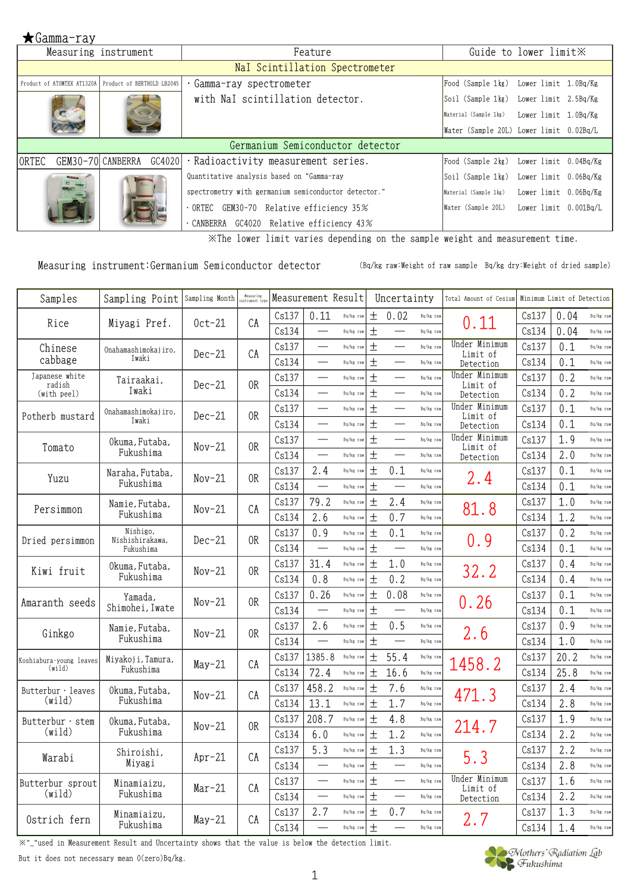★Gamma-ray

| Measuring instrument | | Feature | Guide to lower limit※ |
|---|---|---|---|
| NaI Scintillation Spectrometer | | | |
| Product of ATOMTEX AT1320A | Product of BERTHOLD LB2045 | ・Gamma-ray spectrometer with NaI scintillation detector. | Food (Sample 1kg) Lower limit 1.0Bq/Kg<br>Soil (Sample 1kg) Lower limit 2.5Bq/Kg<br>Material (Sample 1kg) Lower limit 1.0Bq/Kg<br>Water (Sample 20L) Lower limit 0.02Bq/L |
| Germanium Semiconductor detector | | | |
| ORTEC GEM30-70 | CANBERRA GC4020 | ・Radioactivity measurement series. Quantitative analysis based on "Gamma-ray spectrometry with germanium semiconductor detector."<br>・ORTEC GEM30-70 Relative efficiency 35%<br>・CANBERRA GC4020 Relative efficiency 43% | Food (Sample 2kg) Lower limit 0.04Bq/Kg<br>Soil (Sample 1kg) Lower limit 0.06Bq/Kg<br>Material (Sample 1kg) Lower limit 0.06Bq/Kg<br>Water (Sample 20L) Lower limit 0.001Bq/L |

※The lower limit varies depending on the sample weight and measurement time.

Measuring instrument:Germanium Semiconductor detector

(Bq/kg raw:Weight of raw sample Bq/kg dry:Weight of dried sample)

| Samples | Sampling Point | Sampling Month | Measuring instrument type | Measurement Result | | | Uncertainty | | Total Amount of Cesium | Minimum Limit of Detection | | |
|---|---|---|---|---|---|---|---|---|---|---|---|---|
| Rice | Miyagi Pref. | Oct-21 | CA | Cs137 | 0.11 | Bq/kg raw | ± 0.02 | Bq/kg raw | 0.11 | Cs137 | 0.04 | Bq/kg raw |
| | | | | Cs134 | ― | Bq/kg raw | ± ― | Bq/kg raw | | Cs134 | 0.04 | Bq/kg raw |
| Chinese cabbage | Onahamashimokajiro, Iwaki | Dec-21 | CA | Cs137 | ― | Bq/kg raw | ± ― | Bq/kg raw | Under Minimum Limit of Detection | Cs137 | 0.1 | Bq/kg raw |
| | | | | Cs134 | ― | Bq/kg raw | ± ― | Bq/kg raw | | Cs134 | 0.1 | Bq/kg raw |
| Japanese white radish (with peel) | Tairaakai, Iwaki | Dec-21 | OR | Cs137 | ― | Bq/kg raw | ± ― | Bq/kg raw | Under Minimum Limit of Detection | Cs137 | 0.2 | Bq/kg raw |
| | | | | Cs134 | ― | Bq/kg raw | ± ― | Bq/kg raw | | Cs134 | 0.2 | Bq/kg raw |
| Potherb mustard | Onahamashimokajiro, Iwaki | Dec-21 | OR | Cs137 | ― | Bq/kg raw | ± ― | Bq/kg raw | Under Minimum Limit of Detection | Cs137 | 0.1 | Bq/kg raw |
| | | | | Cs134 | ― | Bq/kg raw | ± ― | Bq/kg raw | | Cs134 | 0.1 | Bq/kg raw |
| Tomato | Okuma, Futaba, Fukushima | Nov-21 | OR | Cs137 | ― | Bq/kg raw | ± ― | Bq/kg raw | Under Minimum Limit of Detection | Cs137 | 1.9 | Bq/kg raw |
| | | | | Cs134 | ― | Bq/kg raw | ± ― | Bq/kg raw | | Cs134 | 2.0 | Bq/kg raw |
| Yuzu | Naraha, Futaba, Fukushima | Nov-21 | OR | Cs137 | 2.4 | Bq/kg raw | ± 0.1 | Bq/kg raw | 2.4 | Cs137 | 0.1 | Bq/kg raw |
| | | | | Cs134 | ― | Bq/kg raw | ± ― | Bq/kg raw | | Cs134 | 0.1 | Bq/kg raw |
| Persimmon | Namie, Futaba, Fukushima | Nov-21 | CA | Cs137 | 79.2 | Bq/kg raw | ± 2.4 | Bq/kg raw | 81.8 | Cs137 | 1.0 | Bq/kg raw |
| | | | | Cs134 | 2.6 | Bq/kg raw | ± 0.7 | Bq/kg raw | | Cs134 | 1.2 | Bq/kg raw |
| Dried persimmon | Nishigo, Nishishirakawa, Fukushima | Dec-21 | OR | Cs137 | 0.9 | Bq/kg raw | ± 0.1 | Bq/kg raw | 0.9 | Cs137 | 0.2 | Bq/kg raw |
| | | | | Cs134 | ― | Bq/kg raw | ± ― | Bq/kg raw | | Cs134 | 0.1 | Bq/kg raw |
| Kiwi fruit | Okuma, Futaba, Fukushima | Nov-21 | OR | Cs137 | 31.4 | Bq/kg raw | ± 1.0 | Bq/kg raw | 32.2 | Cs137 | 0.4 | Bq/kg raw |
| | | | | Cs134 | 0.8 | Bq/kg raw | ± 0.2 | Bq/kg raw | | Cs134 | 0.4 | Bq/kg raw |
| Amaranth seeds | Yamada, Shimohei, Iwate | Nov-21 | OR | Cs137 | 0.26 | Bq/kg raw | ± 0.08 | Bq/kg raw | 0.26 | Cs137 | 0.1 | Bq/kg raw |
| | | | | Cs134 | ― | Bq/kg raw | ± ― | Bq/kg raw | | Cs134 | 0.1 | Bq/kg raw |
| Ginkgo | Namie, Futaba, Fukushima | Nov-21 | OR | Cs137 | 2.6 | Bq/kg raw | ± 0.5 | Bq/kg raw | 2.6 | Cs137 | 0.9 | Bq/kg raw |
| | | | | Cs134 | ― | Bq/kg raw | ± ― | Bq/kg raw | | Cs134 | 1.0 | Bq/kg raw |
| Koshiabura・young leaves (wild) | Miyakoji, Tamura, Fukushima | May-21 | CA | Cs137 | 1385.8 | Bq/kg raw | ± 55.4 | Bq/kg raw | 1458.2 | Cs137 | 20.2 | Bq/kg raw |
| | | | | Cs134 | 72.4 | Bq/kg raw | ± 16.6 | Bq/kg raw | | Cs134 | 25.8 | Bq/kg raw |
| Butterbur・leaves (wild) | Okuma, Futaba, Fukushima | Nov-21 | CA | Cs137 | 458.2 | Bq/kg raw | ± 7.6 | Bq/kg raw | 471.3 | Cs137 | 2.4 | Bq/kg raw |
| | | | | Cs134 | 13.1 | Bq/kg raw | ± 1.7 | Bq/kg raw | | Cs134 | 2.8 | Bq/kg raw |
| Butterbur・stem (wild) | Okuma, Futaba, Fukushima | Nov-21 | OR | Cs137 | 208.7 | Bq/kg raw | ± 4.8 | Bq/kg raw | 214.7 | Cs137 | 1.9 | Bq/kg raw |
| | | | | Cs134 | 6.0 | Bq/kg raw | ± 1.2 | Bq/kg raw | | Cs134 | 2.2 | Bq/kg raw |
| Warabi | Shiroishi, Miyagi | Apr-21 | CA | Cs137 | 5.3 | Bq/kg raw | ± 1.3 | Bq/kg raw | 5.3 | Cs137 | 2.2 | Bq/kg raw |
| | | | | Cs134 | ― | Bq/kg raw | ± ― | Bq/kg raw | | Cs134 | 2.8 | Bq/kg raw |
| Butterbur sprout (wild) | Minamiaizu, Fukushima | Mar-21 | CA | Cs137 | ― | Bq/kg raw | ± ― | Bq/kg raw | Under Minimum Limit of Detection | Cs137 | 1.6 | Bq/kg raw |
| | | | | Cs134 | ― | Bq/kg raw | ± ― | Bq/kg raw | | Cs134 | 2.2 | Bq/kg raw |
| Ostrich fern | Minamiaizu, Fukushima | May-21 | CA | Cs137 | 2.7 | Bq/kg raw | ± 0.7 | Bq/kg raw | 2.7 | Cs137 | 1.3 | Bq/kg raw |
| | | | | Cs134 | ― | Bq/kg raw | ± ― | Bq/kg raw | | Cs134 | 1.4 | Bq/kg raw |

※"―"used in Measurement Result and Uncertainty shows that the value is below the detection limit.

But it does not necessary mean 0(zero)Bq/kg.

Mothers' Radiation Lab Fukushima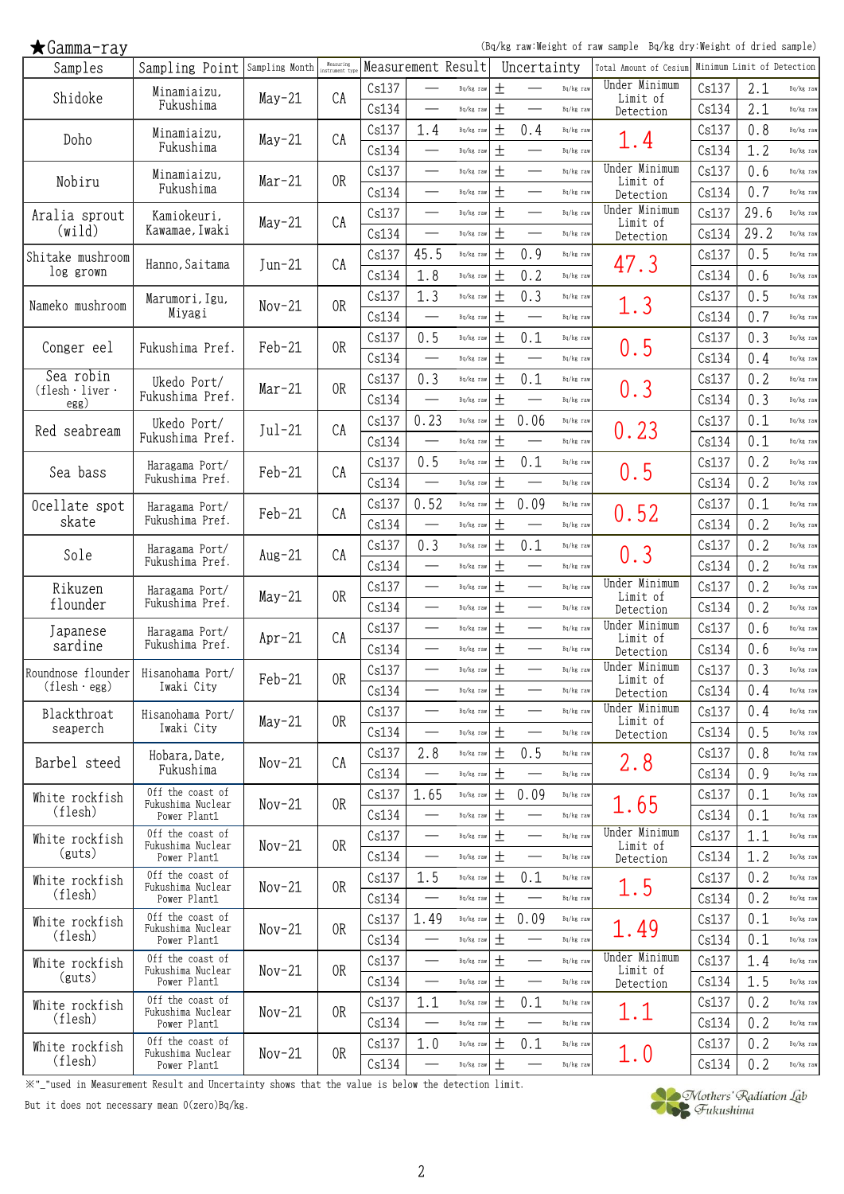★Gamma-ray

(Bq/kg raw:Weight of raw sample　Bq/kg dry:Weight of dried sample)

| Samples | Sampling Point | Sampling Month | Measuring instrument type | Measurement Result | | Uncertainty | Total Amount of Cesium | Minimum Limit of Detection | |
|---|---|---|---|---|---|---|---|---|---|
| Shidoke | Minamiaizu, Fukushima | May-21 | CA | Cs137 | — Bq/kg raw | ± — Bq/kg raw | Under Minimum Limit of Detection | Cs137 | 2.1 Bq/kg raw |
| | | | | Cs134 | — Bq/kg raw | ± — Bq/kg raw | | Cs134 | 2.1 Bq/kg raw |
| Doho | Minamiaizu, Fukushima | May-21 | CA | Cs137 | 1.4 Bq/kg raw | ± 0.4 Bq/kg raw | 1.4 | Cs137 | 0.8 Bq/kg raw |
| | | | | Cs134 | — Bq/kg raw | ± — Bq/kg raw | | Cs134 | 1.2 Bq/kg raw |
| Nobiru | Minamiaizu, Fukushima | Mar-21 | OR | Cs137 | — Bq/kg raw | ± — Bq/kg raw | Under Minimum Limit of Detection | Cs137 | 0.6 Bq/kg raw |
| | | | | Cs134 | — Bq/kg raw | ± — Bq/kg raw | | Cs134 | 0.7 Bq/kg raw |
| Aralia sprout (wild) | Kamiokeuri, Kawamae, Iwaki | May-21 | CA | Cs137 | — Bq/kg raw | ± — Bq/kg raw | Under Minimum Limit of Detection | Cs137 | 29.6 Bq/kg raw |
| | | | | Cs134 | — Bq/kg raw | ± — Bq/kg raw | | Cs134 | 29.2 Bq/kg raw |
| Shitake mushroom log grown | Hanno, Saitama | Jun-21 | CA | Cs137 | 45.5 Bq/kg raw | ± 0.9 Bq/kg raw | 47.3 | Cs137 | 0.5 Bq/kg raw |
| | | | | Cs134 | 1.8 Bq/kg raw | ± 0.2 Bq/kg raw | | Cs134 | 0.6 Bq/kg raw |
| Nameko mushroom | Marumori, Igu, Miyagi | Nov-21 | OR | Cs137 | 1.3 Bq/kg raw | ± 0.3 Bq/kg raw | 1.3 | Cs137 | 0.5 Bq/kg raw |
| | | | | Cs134 | — Bq/kg raw | ± — Bq/kg raw | | Cs134 | 0.7 Bq/kg raw |
| Conger eel | Fukushima Pref. | Feb-21 | OR | Cs137 | 0.5 Bq/kg raw | ± 0.1 Bq/kg raw | 0.5 | Cs137 | 0.3 Bq/kg raw |
| | | | | Cs134 | — Bq/kg raw | ± — Bq/kg raw | | Cs134 | 0.4 Bq/kg raw |
| Sea robin (flesh・liver・egg) | Ukedo Port/ Fukushima Pref. | Mar-21 | OR | Cs137 | 0.3 Bq/kg raw | ± 0.1 Bq/kg raw | 0.3 | Cs137 | 0.2 Bq/kg raw |
| | | | | Cs134 | — Bq/kg raw | ± — Bq/kg raw | | Cs134 | 0.3 Bq/kg raw |
| Red seabream | Ukedo Port/ Fukushima Pref. | Jul-21 | CA | Cs137 | 0.23 Bq/kg raw | ± 0.06 Bq/kg raw | 0.23 | Cs137 | 0.1 Bq/kg raw |
| | | | | Cs134 | — Bq/kg raw | ± — Bq/kg raw | | Cs134 | 0.1 Bq/kg raw |
| Sea bass | Haragama Port/ Fukushima Pref. | Feb-21 | CA | Cs137 | 0.5 Bq/kg raw | ± 0.1 Bq/kg raw | 0.5 | Cs137 | 0.2 Bq/kg raw |
| | | | | Cs134 | — Bq/kg raw | ± — Bq/kg raw | | Cs134 | 0.2 Bq/kg raw |
| Ocellate spot skate | Haragama Port/ Fukushima Pref. | Feb-21 | CA | Cs137 | 0.52 Bq/kg raw | ± 0.09 Bq/kg raw | 0.52 | Cs137 | 0.1 Bq/kg raw |
| | | | | Cs134 | — Bq/kg raw | ± — Bq/kg raw | | Cs134 | 0.2 Bq/kg raw |
| Sole | Haragama Port/ Fukushima Pref. | Aug-21 | CA | Cs137 | 0.3 Bq/kg raw | ± 0.1 Bq/kg raw | 0.3 | Cs137 | 0.2 Bq/kg raw |
| | | | | Cs134 | — Bq/kg raw | ± — Bq/kg raw | | Cs134 | 0.2 Bq/kg raw |
| Rikuzen flounder | Haragama Port/ Fukushima Pref. | May-21 | OR | Cs137 | — Bq/kg raw | ± — Bq/kg raw | Under Minimum Limit of Detection | Cs137 | 0.2 Bq/kg raw |
| | | | | Cs134 | — Bq/kg raw | ± — Bq/kg raw | | Cs134 | 0.2 Bq/kg raw |
| Japanese sardine | Haragama Port/ Fukushima Pref. | Apr-21 | CA | Cs137 | — Bq/kg raw | ± — Bq/kg raw | Under Minimum Limit of Detection | Cs137 | 0.6 Bq/kg raw |
| | | | | Cs134 | — Bq/kg raw | ± — Bq/kg raw | | Cs134 | 0.6 Bq/kg raw |
| Roundnose flounder (flesh・egg) | Hisanohama Port/ Iwaki City | Feb-21 | OR | Cs137 | — Bq/kg raw | ± — Bq/kg raw | Under Minimum Limit of Detection | Cs137 | 0.3 Bq/kg raw |
| | | | | Cs134 | — Bq/kg raw | ± — Bq/kg raw | | Cs134 | 0.4 Bq/kg raw |
| Blackthroat seaperch | Hisanohama Port/ Iwaki City | May-21 | OR | Cs137 | — Bq/kg raw | ± — Bq/kg raw | Under Minimum Limit of Detection | Cs137 | 0.4 Bq/kg raw |
| | | | | Cs134 | — Bq/kg raw | ± — Bq/kg raw | | Cs134 | 0.5 Bq/kg raw |
| Barbel steed | Hobara, Date, Fukushima | Nov-21 | CA | Cs137 | 2.8 Bq/kg raw | ± 0.5 Bq/kg raw | 2.8 | Cs137 | 0.8 Bq/kg raw |
| | | | | Cs134 | — Bq/kg raw | ± — Bq/kg raw | | Cs134 | 0.9 Bq/kg raw |
| White rockfish (flesh) | Off the coast of Fukushima Nuclear Power Plant1 | Nov-21 | OR | Cs137 | 1.65 Bq/kg raw | ± 0.09 Bq/kg raw | 1.65 | Cs137 | 0.1 Bq/kg raw |
| | | | | Cs134 | — Bq/kg raw | ± — Bq/kg raw | | Cs134 | 0.1 Bq/kg raw |
| White rockfish (guts) | Off the coast of Fukushima Nuclear Power Plant1 | Nov-21 | OR | Cs137 | — Bq/kg raw | ± — Bq/kg raw | Under Minimum Limit of Detection | Cs137 | 1.1 Bq/kg raw |
| | | | | Cs134 | — Bq/kg raw | ± — Bq/kg raw | | Cs134 | 1.2 Bq/kg raw |
| White rockfish (flesh) | Off the coast of Fukushima Nuclear Power Plant1 | Nov-21 | OR | Cs137 | 1.5 Bq/kg raw | ± 0.1 Bq/kg raw | 1.5 | Cs137 | 0.2 Bq/kg raw |
| | | | | Cs134 | — Bq/kg raw | ± — Bq/kg raw | | Cs134 | 0.2 Bq/kg raw |
| White rockfish (flesh) | Off the coast of Fukushima Nuclear Power Plant1 | Nov-21 | OR | Cs137 | 1.49 Bq/kg raw | ± 0.09 Bq/kg raw | 1.49 | Cs137 | 0.1 Bq/kg raw |
| | | | | Cs134 | — Bq/kg raw | ± — Bq/kg raw | | Cs134 | 0.1 Bq/kg raw |
| White rockfish (guts) | Off the coast of Fukushima Nuclear Power Plant1 | Nov-21 | OR | Cs137 | — Bq/kg raw | ± — Bq/kg raw | Under Minimum Limit of Detection | Cs137 | 1.4 Bq/kg raw |
| | | | | Cs134 | — Bq/kg raw | ± — Bq/kg raw | | Cs134 | 1.5 Bq/kg raw |
| White rockfish (flesh) | Off the coast of Fukushima Nuclear Power Plant1 | Nov-21 | OR | Cs137 | 1.1 Bq/kg raw | ± 0.1 Bq/kg raw | 1.1 | Cs137 | 0.2 Bq/kg raw |
| | | | | Cs134 | — Bq/kg raw | ± — Bq/kg raw | | Cs134 | 0.2 Bq/kg raw |
| White rockfish (flesh) | Off the coast of Fukushima Nuclear Power Plant1 | Nov-21 | OR | Cs137 | 1.0 Bq/kg raw | ± 0.1 Bq/kg raw | 1.0 | Cs137 | 0.2 Bq/kg raw |
| | | | | Cs134 | — Bq/kg raw | ± — Bq/kg raw | | Cs134 | 0.2 Bq/kg raw |

※"_"used in Measurement Result and Uncertainty shows that the value is below the detection limit.

But it does not necessary mean 0(zero)Bq/kg.

Mothers' Radiation Lab Fukushima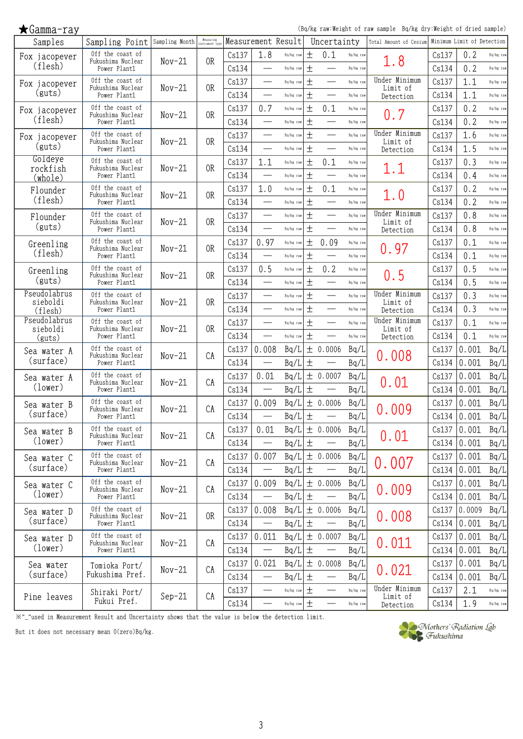## ★Gamma-ray

(Bq/kg raw:Weight of raw sample　Bq/kg dry:Weight of dried sample)

| Samples | Sampling Point | Sampling Month | Measuring instrument type | Measurement Result | | | Uncertainty | | | Total Amount of Cesium | Minimum Limit of Detection | | |
|---|---|---|---|---|---|---|---|---|---|---|---|---|---|
| Fox jacopever (flesh) | Off the coast of Fukushima Nuclear Power Plant1 | Nov-21 | OR | Cs137 | 1.8 | Bq/kg raw | ± | 0.1 | Bq/kg raw | 1.8 | Cs137 | 0.2 | Bq/kg raw |
| | | | | Cs134 | — | Bq/kg raw | ± | — | Bq/kg raw | | Cs134 | 0.2 | Bq/kg raw |
| Fox jacopever (guts) | Off the coast of Fukushima Nuclear Power Plant1 | Nov-21 | OR | Cs137 | — | Bq/kg raw | ± | — | Bq/kg raw | Under Minimum Limit of Detection | Cs137 | 1.1 | Bq/kg raw |
| | | | | Cs134 | — | Bq/kg raw | ± | — | Bq/kg raw | | Cs134 | 1.1 | Bq/kg raw |
| Fox jacopever (flesh) | Off the coast of Fukushima Nuclear Power Plant1 | Nov-21 | OR | Cs137 | 0.7 | Bq/kg raw | ± | 0.1 | Bq/kg raw | 0.7 | Cs137 | 0.2 | Bq/kg raw |
| | | | | Cs134 | — | Bq/kg raw | ± | — | Bq/kg raw | | Cs134 | 0.2 | Bq/kg raw |
| Fox jacopever (guts) | Off the coast of Fukushima Nuclear Power Plant1 | Nov-21 | OR | Cs137 | — | Bq/kg raw | ± | — | Bq/kg raw | Under Minimum Limit of Detection | Cs137 | 1.6 | Bq/kg raw |
| | | | | Cs134 | — | Bq/kg raw | ± | — | Bq/kg raw | | Cs134 | 1.5 | Bq/kg raw |
| Goldeye rockfish (whole) | Off the coast of Fukushima Nuclear Power Plant1 | Nov-21 | OR | Cs137 | 1.1 | Bq/kg raw | ± | 0.1 | Bq/kg raw | 1.1 | Cs137 | 0.3 | Bq/kg raw |
| | | | | Cs134 | — | Bq/kg raw | ± | — | Bq/kg raw | | Cs134 | 0.4 | Bq/kg raw |
| Flounder (flesh) | Off the coast of Fukushima Nuclear Power Plant1 | Nov-21 | OR | Cs137 | 1.0 | Bq/kg raw | ± | 0.1 | Bq/kg raw | 1.0 | Cs137 | 0.2 | Bq/kg raw |
| | | | | Cs134 | — | Bq/kg raw | ± | — | Bq/kg raw | | Cs134 | 0.2 | Bq/kg raw |
| Flounder (guts) | Off the coast of Fukushima Nuclear Power Plant1 | Nov-21 | OR | Cs137 | — | Bq/kg raw | ± | — | Bq/kg raw | Under Minimum Limit of Detection | Cs137 | 0.8 | Bq/kg raw |
| | | | | Cs134 | — | Bq/kg raw | ± | — | Bq/kg raw | | Cs134 | 0.8 | Bq/kg raw |
| Greenling (flesh) | Off the coast of Fukushima Nuclear Power Plant1 | Nov-21 | OR | Cs137 | 0.97 | Bq/kg raw | ± | 0.09 | Bq/kg raw | 0.97 | Cs137 | 0.1 | Bq/kg raw |
| | | | | Cs134 | — | Bq/kg raw | ± | — | Bq/kg raw | | Cs134 | 0.1 | Bq/kg raw |
| Greenling (guts) | Off the coast of Fukushima Nuclear Power Plant1 | Nov-21 | OR | Cs137 | 0.5 | Bq/kg raw | ± | 0.2 | Bq/kg raw | 0.5 | Cs137 | 0.5 | Bq/kg raw |
| | | | | Cs134 | — | Bq/kg raw | ± | — | Bq/kg raw | | Cs134 | 0.5 | Bq/kg raw |
| Pseudolabrus sieboldi (flesh) | Off the coast of Fukushima Nuclear Power Plant1 | Nov-21 | OR | Cs137 | — | Bq/kg raw | ± | — | Bq/kg raw | Under Minimum Limit of Detection | Cs137 | 0.3 | Bq/kg raw |
| | | | | Cs134 | — | Bq/kg raw | ± | — | Bq/kg raw | | Cs134 | 0.3 | Bq/kg raw |
| Pseudolabrus sieboldi (guts) | Off the coast of Fukushima Nuclear Power Plant1 | Nov-21 | OR | Cs137 | — | Bq/kg raw | ± | — | Bq/kg raw | Under Minimum Limit of Detection | Cs137 | 0.1 | Bq/kg raw |
| | | | | Cs134 | — | Bq/kg raw | ± | — | Bq/kg raw | | Cs134 | 0.1 | Bq/kg raw |
| Sea water A (surface) | Off the coast of Fukushima Nuclear Power Plant1 | Nov-21 | CA | Cs137 | 0.008 | Bq/L | ± | 0.0006 | Bq/L | 0.008 | Cs137 | 0.001 | Bq/L |
| | | | | Cs134 | — | Bq/L | ± | — | Bq/L | | Cs134 | 0.001 | Bq/L |
| Sea water A (lower) | Off the coast of Fukushima Nuclear Power Plant1 | Nov-21 | CA | Cs137 | 0.01 | Bq/L | ± | 0.0007 | Bq/L | 0.01 | Cs137 | 0.001 | Bq/L |
| | | | | Cs134 | — | Bq/L | ± | — | Bq/L | | Cs134 | 0.001 | Bq/L |
| Sea water B (surface) | Off the coast of Fukushima Nuclear Power Plant1 | Nov-21 | CA | Cs137 | 0.009 | Bq/L | ± | 0.0006 | Bq/L | 0.009 | Cs137 | 0.001 | Bq/L |
| | | | | Cs134 | — | Bq/L | ± | — | Bq/L | | Cs134 | 0.001 | Bq/L |
| Sea water B (lower) | Off the coast of Fukushima Nuclear Power Plant1 | Nov-21 | CA | Cs137 | 0.01 | Bq/L | ± | 0.0006 | Bq/L | 0.01 | Cs137 | 0.001 | Bq/L |
| | | | | Cs134 | — | Bq/L | ± | — | Bq/L | | Cs134 | 0.001 | Bq/L |
| Sea water C (surface) | Off the coast of Fukushima Nuclear Power Plant1 | Nov-21 | CA | Cs137 | 0.007 | Bq/L | ± | 0.0006 | Bq/L | 0.007 | Cs137 | 0.001 | Bq/L |
| | | | | Cs134 | — | Bq/L | ± | — | Bq/L | | Cs134 | 0.001 | Bq/L |
| Sea water C (lower) | Off the coast of Fukushima Nuclear Power Plant1 | Nov-21 | CA | Cs137 | 0.009 | Bq/L | ± | 0.0006 | Bq/L | 0.009 | Cs137 | 0.001 | Bq/L |
| | | | | Cs134 | — | Bq/L | ± | — | Bq/L | | Cs134 | 0.001 | Bq/L |
| Sea water D (surface) | Off the coast of Fukushima Nuclear Power Plant1 | Nov-21 | OR | Cs137 | 0.008 | Bq/L | ± | 0.0006 | Bq/L | 0.008 | Cs137 | 0.0009 | Bq/L |
| | | | | Cs134 | — | Bq/L | ± | — | Bq/L | | Cs134 | 0.001 | Bq/L |
| Sea water D (lower) | Off the coast of Fukushima Nuclear Power Plant1 | Nov-21 | CA | Cs137 | 0.011 | Bq/L | ± | 0.0007 | Bq/L | 0.011 | Cs137 | 0.001 | Bq/L |
| | | | | Cs134 | — | Bq/L | ± | — | Bq/L | | Cs134 | 0.001 | Bq/L |
| Sea water (surface) | Tomioka Port/ Fukushima Pref. | Nov-21 | CA | Cs137 | 0.021 | Bq/L | ± | 0.0008 | Bq/L | 0.021 | Cs137 | 0.001 | Bq/L |
| | | | | Cs134 | — | Bq/L | ± | — | Bq/L | | Cs134 | 0.001 | Bq/L |
| Pine leaves | Shiraki Port/ Fukui Pref. | Sep-21 | CA | Cs137 | — | Bq/kg raw | ± | — | Bq/kg raw | Under Minimum Limit of Detection | Cs137 | 2.1 | Bq/kg raw |
| | | | | Cs134 | — | Bq/kg raw | ± | — | Bq/kg raw | | Cs134 | 1.9 | Bq/kg raw |

※"—"used in Measurement Result and Uncertainty shows that the value is below the detection limit.

But it does not necessary mean 0(zero)Bq/kg.

Mothers' Radiation Lab Fukushima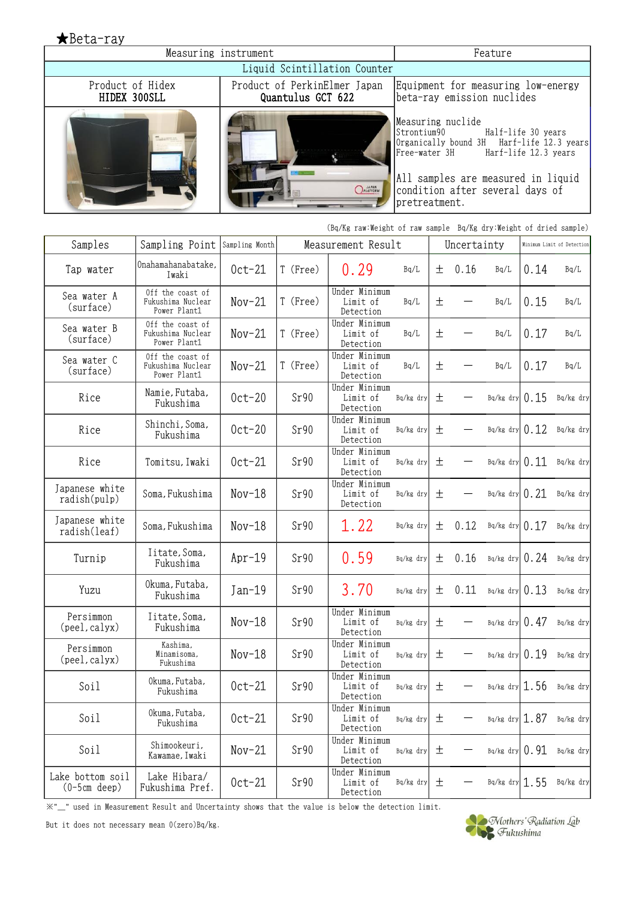★Beta-ray

| Measuring instrument | | Feature |
|---|---|---|
| Liquid Scintillation Counter | | |
| Product of Hidex **HIDEX 300SLL** | Product of PerkinElmer Japan **Quantulus GCT 622** | Equipment for measuring low-energy beta-ray emission nuclides |
| | | Measuring nuclide<br>Strontium90 Half-life 30 years<br>Organically bound 3H Harf-life 12.3 years<br>Free-water 3H Harf-life 12.3 years<br><br>All samples are measured in liquid condition after several days of pretreatment. |

(Bq/Kg raw:Weight of raw sample Bq/Kg dry:Weight of dried sample)

| Samples | Sampling Point | Sampling Month | Measurement Result | | | Uncertainty | | | Minimum Limit of Detection | |
|---|---|---|---|---|---|---|---|---|---|---|
| Tap water | Onahamahanabatake, Iwaki | Oct-21 | T (Free) | 0.29 | Bq/L | ± | 0.16 | Bq/L | 0.14 | Bq/L |
| Sea water A (surface) | Off the coast of Fukushima Nuclear Power Plant1 | Nov-21 | T (Free) | Under Minimum Limit of Detection | Bq/L | ± | — | Bq/L | 0.15 | Bq/L |
| Sea water B (surface) | Off the coast of Fukushima Nuclear Power Plant1 | Nov-21 | T (Free) | Under Minimum Limit of Detection | Bq/L | ± | — | Bq/L | 0.17 | Bq/L |
| Sea water C (surface) | Off the coast of Fukushima Nuclear Power Plant1 | Nov-21 | T (Free) | Under Minimum Limit of Detection | Bq/L | ± | — | Bq/L | 0.17 | Bq/L |
| Rice | Namie, Futaba, Fukushima | Oct-20 | Sr90 | Under Minimum Limit of Detection | Bq/kg dry | ± | — | Bq/kg dry | 0.15 | Bq/kg dry |
| Rice | Shinchi, Soma, Fukushima | Oct-20 | Sr90 | Under Minimum Limit of Detection | Bq/kg dry | ± | — | Bq/kg dry | 0.12 | Bq/kg dry |
| Rice | Tomitsu, Iwaki | Oct-21 | Sr90 | Under Minimum Limit of Detection | Bq/kg dry | ± | — | Bq/kg dry | 0.11 | Bq/kg dry |
| Japanese white radish(pulp) | Soma, Fukushima | Nov-18 | Sr90 | Under Minimum Limit of Detection | Bq/kg dry | ± | — | Bq/kg dry | 0.21 | Bq/kg dry |
| Japanese white radish(leaf) | Soma, Fukushima | Nov-18 | Sr90 | 1.22 | Bq/kg dry | ± | 0.12 | Bq/kg dry | 0.17 | Bq/kg dry |
| Turnip | Iitate, Soma, Fukushima | Apr-19 | Sr90 | 0.59 | Bq/kg dry | ± | 0.16 | Bq/kg dry | 0.24 | Bq/kg dry |
| Yuzu | Okuma, Futaba, Fukushima | Jan-19 | Sr90 | 3.70 | Bq/kg dry | ± | 0.11 | Bq/kg dry | 0.13 | Bq/kg dry |
| Persimmon (peel, calyx) | Iitate, Soma, Fukushima | Nov-18 | Sr90 | Under Minimum Limit of Detection | Bq/kg dry | ± | — | Bq/kg dry | 0.47 | Bq/kg dry |
| Persimmon (peel, calyx) | Kashima, Minamisoma, Fukushima | Nov-18 | Sr90 | Under Minimum Limit of Detection | Bq/kg dry | ± | — | Bq/kg dry | 0.19 | Bq/kg dry |
| Soil | Okuma, Futaba, Fukushima | Oct-21 | Sr90 | Under Minimum Limit of Detection | Bq/kg dry | ± | — | Bq/kg dry | 1.56 | Bq/kg dry |
| Soil | Okuma, Futaba, Fukushima | Oct-21 | Sr90 | Under Minimum Limit of Detection | Bq/kg dry | ± | — | Bq/kg dry | 1.87 | Bq/kg dry |
| Soil | Shimookeuri, Kawamae, Iwaki | Nov-21 | Sr90 | Under Minimum Limit of Detection | Bq/kg dry | ± | — | Bq/kg dry | 0.91 | Bq/kg dry |
| Lake bottom soil (0-5cm deep) | Lake Hibara/ Fukushima Pref. | Oct-21 | Sr90 | Under Minimum Limit of Detection | Bq/kg dry | ± | — | Bq/kg dry | 1.55 | Bq/kg dry |

※"__" used in Measurement Result and Uncertainty shows that the value is below the detection limit.

But it does not necessary mean 0(zero)Bq/kg.

Mothers' Radiation Lab Fukushima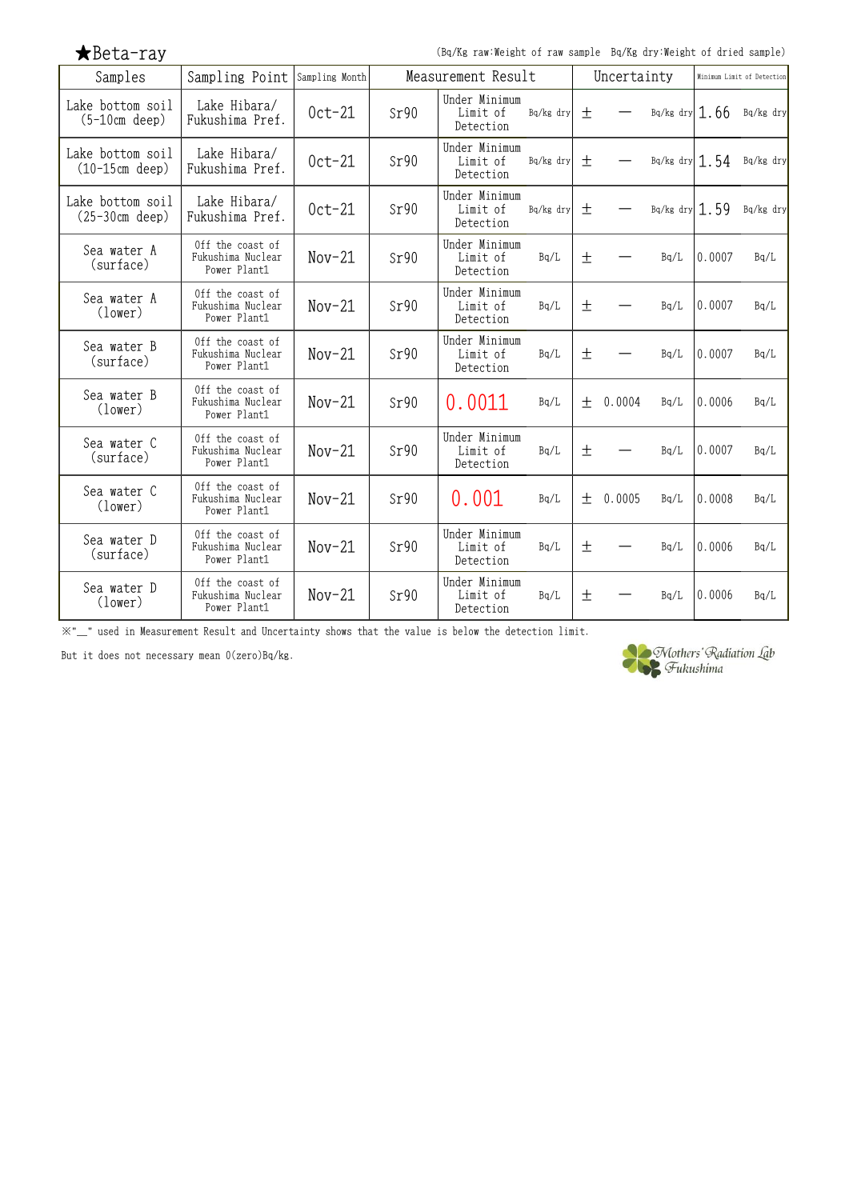★Beta-ray

(Bq/Kg raw:Weight of raw sample　Bq/Kg dry:Weight of dried sample)

| Samples | Sampling Point | Sampling Month | Measurement Result | | | Uncertainty | | | Minimum Limit of Detection | |
|---|---|---|---|---|---|---|---|---|---|---|
| Lake bottom soil (5-10cm deep) | Lake Hibara/ Fukushima Pref. | Oct-21 | Sr90 | Under Minimum Limit of Detection | Bq/kg dry | ± | — | Bq/kg dry | 1.66 | Bq/kg dry |
| Lake bottom soil (10-15cm deep) | Lake Hibara/ Fukushima Pref. | Oct-21 | Sr90 | Under Minimum Limit of Detection | Bq/kg dry | ± | — | Bq/kg dry | 1.54 | Bq/kg dry |
| Lake bottom soil (25-30cm deep) | Lake Hibara/ Fukushima Pref. | Oct-21 | Sr90 | Under Minimum Limit of Detection | Bq/kg dry | ± | — | Bq/kg dry | 1.59 | Bq/kg dry |
| Sea water A (surface) | Off the coast of Fukushima Nuclear Power Plant1 | Nov-21 | Sr90 | Under Minimum Limit of Detection | Bq/L | ± | — | Bq/L | 0.0007 | Bq/L |
| Sea water A (lower) | Off the coast of Fukushima Nuclear Power Plant1 | Nov-21 | Sr90 | Under Minimum Limit of Detection | Bq/L | ± | — | Bq/L | 0.0007 | Bq/L |
| Sea water B (surface) | Off the coast of Fukushima Nuclear Power Plant1 | Nov-21 | Sr90 | Under Minimum Limit of Detection | Bq/L | ± | — | Bq/L | 0.0007 | Bq/L |
| Sea water B (lower) | Off the coast of Fukushima Nuclear Power Plant1 | Nov-21 | Sr90 | 0.0011 | Bq/L | ± | 0.0004 | Bq/L | 0.0006 | Bq/L |
| Sea water C (surface) | Off the coast of Fukushima Nuclear Power Plant1 | Nov-21 | Sr90 | Under Minimum Limit of Detection | Bq/L | ± | — | Bq/L | 0.0007 | Bq/L |
| Sea water C (lower) | Off the coast of Fukushima Nuclear Power Plant1 | Nov-21 | Sr90 | 0.001 | Bq/L | ± | 0.0005 | Bq/L | 0.0008 | Bq/L |
| Sea water D (surface) | Off the coast of Fukushima Nuclear Power Plant1 | Nov-21 | Sr90 | Under Minimum Limit of Detection | Bq/L | ± | — | Bq/L | 0.0006 | Bq/L |
| Sea water D (lower) | Off the coast of Fukushima Nuclear Power Plant1 | Nov-21 | Sr90 | Under Minimum Limit of Detection | Bq/L | ± | — | Bq/L | 0.0006 | Bq/L |

※"_" used in Measurement Result and Uncertainty shows that the value is below the detection limit.

But it does not necessary mean 0(zero)Bq/kg.

Mothers' Radiation Lab Fukushima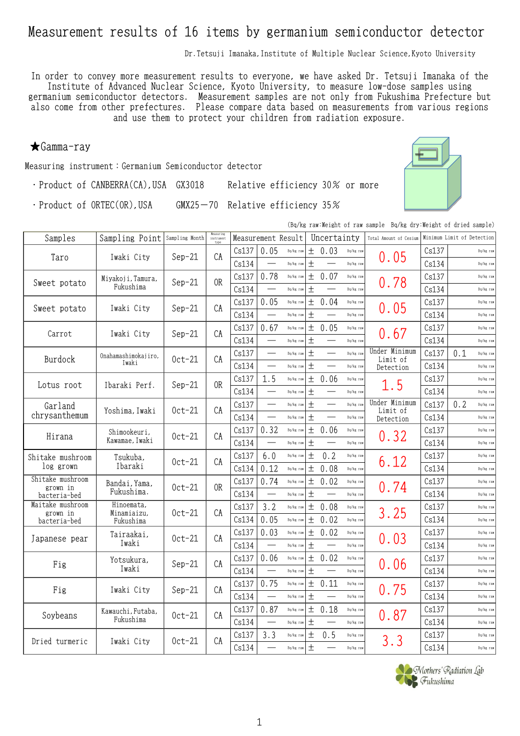# Measurement results of 16 items by germanium semiconductor detector

Dr.Tetsuji Imanaka,Institute of Multiple Nuclear Science,Kyoto University

In order to convey more measurement results to everyone, we have asked Dr. Tetsuji Imanaka of the Institute of Advanced Nuclear Science, Kyoto University, to measure low-dose samples using germanium semiconductor detectors. Measurement samples are not only from Fukushima Prefecture but also come from other prefectures. Please compare data based on measurements from various regions and use them to protect your children from radiation exposure.

## ★Gamma-ray

Measuring instrument：Germanium Semiconductor detector

- Product of CANBERRA(CA),USA GX3018 Relative efficiency 30％ or more
- Product of ORTEC(OR),USA GMX25－70 Relative efficiency 35％

(Bq/kg raw:Weight of raw sample Bq/kg dry:Weight of dried sample)

| Samples | Sampling Point | Sampling Month | Measuring instrument type | Measurement Result | | | Uncertainty | | Total Amount of Cesium | Minimum Limit of Detection | | |
|---|---|---|---|---|---|---|---|---|---|---|---|---|
| Taro | Iwaki City | Sep-21 | CA | Cs137 | 0.05 | Bq/kg raw | ± 0.03 | Bq/kg raw | 0.05 | Cs137 | | Bq/kg raw |
| | | | | Cs134 | — | Bq/kg raw | ± — | Bq/kg raw | | Cs134 | | Bq/kg raw |
| Sweet potato | Miyakoji,Tamura, Fukushima | Sep-21 | OR | Cs137 | 0.78 | Bq/kg raw | ± 0.07 | Bq/kg raw | 0.78 | Cs137 | | Bq/kg raw |
| | | | | Cs134 | — | Bq/kg raw | ± — | Bq/kg raw | | Cs134 | | Bq/kg raw |
| Sweet potato | Iwaki City | Sep-21 | CA | Cs137 | 0.05 | Bq/kg raw | ± 0.04 | Bq/kg raw | 0.05 | Cs137 | | Bq/kg raw |
| | | | | Cs134 | — | Bq/kg raw | ± — | Bq/kg raw | | Cs134 | | Bq/kg raw |
| Carrot | Iwaki City | Sep-21 | CA | Cs137 | 0.67 | Bq/kg raw | ± 0.05 | Bq/kg raw | 0.67 | Cs137 | | Bq/kg raw |
| | | | | Cs134 | — | Bq/kg raw | ± — | Bq/kg raw | | Cs134 | | Bq/kg raw |
| Burdock | Onahamashimokajiro, Iwaki | Oct-21 | CA | Cs137 | — | Bq/kg raw | ± — | Bq/kg raw | Under Minimum Limit of Detection | Cs137 | 0.1 | Bq/kg raw |
| | | | | Cs134 | — | Bq/kg raw | ± — | Bq/kg raw | | Cs134 | | Bq/kg raw |
| Lotus root | Ibaraki Perf. | Sep-21 | OR | Cs137 | 1.5 | Bq/kg raw | ± 0.06 | Bq/kg raw | 1.5 | Cs137 | | Bq/kg raw |
| | | | | Cs134 | — | Bq/kg raw | ± — | Bq/kg raw | | Cs134 | | Bq/kg raw |
| Garland chrysanthemum | Yoshima,Iwaki | Oct-21 | CA | Cs137 | — | Bq/kg raw | ± — | Bq/kg raw | Under Minimum Limit of Detection | Cs137 | 0.2 | Bq/kg raw |
| | | | | Cs134 | — | Bq/kg raw | ± — | Bq/kg raw | | Cs134 | | Bq/kg raw |
| Hirana | Shimookeuri, Kawamae,Iwaki | Oct-21 | CA | Cs137 | 0.32 | Bq/kg raw | ± 0.06 | Bq/kg raw | 0.32 | Cs137 | | Bq/kg raw |
| | | | | Cs134 | — | Bq/kg raw | ± — | Bq/kg raw | | Cs134 | | Bq/kg raw |
| Shitake mushroom log grown | Tsukuba, Ibaraki | Oct-21 | CA | Cs137 | 6.0 | Bq/kg raw | ± 0.2 | Bq/kg raw | 6.12 | Cs137 | | Bq/kg raw |
| | | | | Cs134 | 0.12 | Bq/kg raw | ± 0.08 | Bq/kg raw | | Cs134 | | Bq/kg raw |
| Shitake mushroom grown in bacteria-bed | Bandai,Yama, Fukushima. | Oct-21 | OR | Cs137 | 0.74 | Bq/kg raw | ± 0.02 | Bq/kg raw | 0.74 | Cs137 | | Bq/kg raw |
| | | | | Cs134 | — | Bq/kg raw | ± — | Bq/kg raw | | Cs134 | | Bq/kg raw |
| Maitake mushroom grown in bacteria-bed | Hinoemata, Minamiaizu, Fukushima | Oct-21 | CA | Cs137 | 3.2 | Bq/kg raw | ± 0.08 | Bq/kg raw | 3.25 | Cs137 | | Bq/kg raw |
| | | | | Cs134 | 0.05 | Bq/kg raw | ± 0.02 | Bq/kg raw | | Cs134 | | Bq/kg raw |
| Japanese pear | Tairaakai, Iwaki | Oct-21 | CA | Cs137 | 0.03 | Bq/kg raw | ± 0.02 | Bq/kg raw | 0.03 | Cs137 | | Bq/kg raw |
| | | | | Cs134 | — | Bq/kg raw | ± — | Bq/kg raw | | Cs134 | | Bq/kg raw |
| Fig | Yotsukura, Iwaki | Sep-21 | CA | Cs137 | 0.06 | Bq/kg raw | ± 0.02 | Bq/kg raw | 0.06 | Cs137 | | Bq/kg raw |
| | | | | Cs134 | — | Bq/kg raw | ± — | Bq/kg raw | | Cs134 | | Bq/kg raw |
| Fig | Iwaki City | Sep-21 | CA | Cs137 | 0.75 | Bq/kg raw | ± 0.11 | Bq/kg raw | 0.75 | Cs137 | | Bq/kg raw |
| | | | | Cs134 | — | Bq/kg raw | ± — | Bq/kg raw | | Cs134 | | Bq/kg raw |
| Soybeans | Kawauchi,Futaba, Fukushima | Oct-21 | CA | Cs137 | 0.87 | Bq/kg raw | ± 0.18 | Bq/kg raw | 0.87 | Cs137 | | Bq/kg raw |
| | | | | Cs134 | — | Bq/kg raw | ± — | Bq/kg raw | | Cs134 | | Bq/kg raw |
| Dried turmeric | Iwaki City | Oct-21 | CA | Cs137 | 3.3 | Bq/kg raw | ± 0.5 | Bq/kg raw | 3.3 | Cs137 | | Bq/kg raw |
| | | | | Cs134 | — | Bq/kg raw | ± — | Bq/kg raw | | Cs134 | | Bq/kg raw |

Mothers' Radiation Lab Fukushima